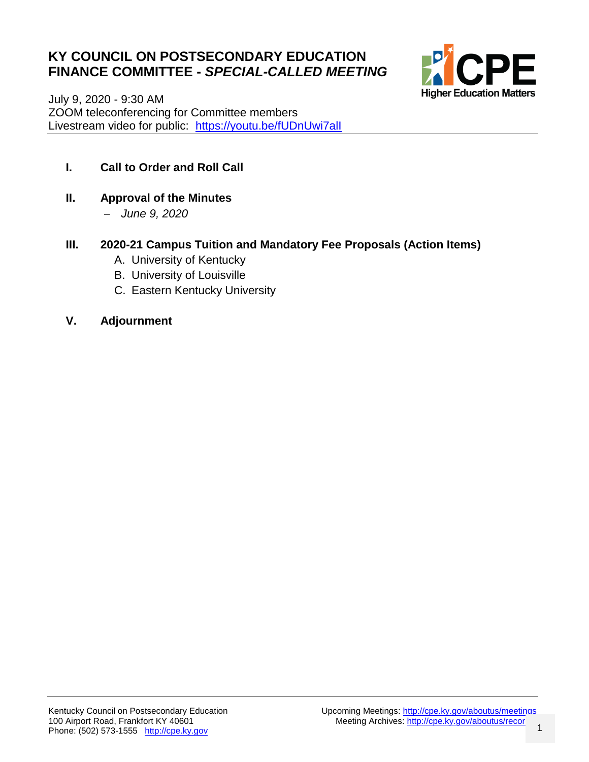# KY COUNCIL ON POSTSECONDARY EDUCATION
# FINANCE COMMITTEE - *SPECIAL-CALLED MEETING*

CPE Higher Education Matters

July 9, 2020 - 9:30 AM
ZOOM teleconferencing for Committee members
Livestream video for public: https://youtu.be/fUDnUwi7alI

**I. Call to Order and Roll Call**

**II. Approval of the Minutes**

- *June 9, 2020*

**III. 2020-21 Campus Tuition and Mandatory Fee Proposals (Action Items)**

A. University of Kentucky
B. University of Louisville
C. Eastern Kentucky University

**V. Adjournment**

Kentucky Council on Postsecondary Education
100 Airport Road, Frankfort KY 40601
Phone: (502) 573-1555 http://cpe.ky.gov

Upcoming Meetings: http://cpe.ky.gov/aboutus/meetings
Meeting Archives: http://cpe.ky.gov/aboutus/recor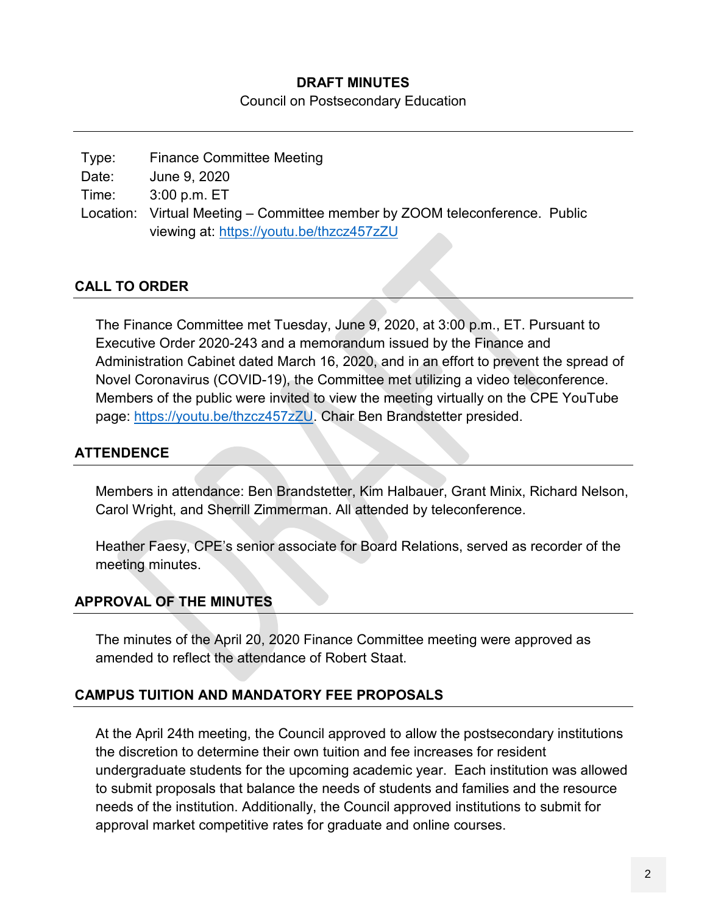**DRAFT MINUTES**

Council on Postsecondary Education

Type: Finance Committee Meeting
Date: June 9, 2020
Time: 3:00 p.m. ET
Location: Virtual Meeting – Committee member by ZOOM teleconference. Public viewing at: https://youtu.be/thzcz457zZU

## CALL TO ORDER

The Finance Committee met Tuesday, June 9, 2020, at 3:00 p.m., ET. Pursuant to Executive Order 2020-243 and a memorandum issued by the Finance and Administration Cabinet dated March 16, 2020, and in an effort to prevent the spread of Novel Coronavirus (COVID-19), the Committee met utilizing a video teleconference. Members of the public were invited to view the meeting virtually on the CPE YouTube page: https://youtu.be/thzcz457zZU. Chair Ben Brandstetter presided.

## ATTENDENCE

Members in attendance: Ben Brandstetter, Kim Halbauer, Grant Minix, Richard Nelson, Carol Wright, and Sherrill Zimmerman. All attended by teleconference.

Heather Faesy, CPE's senior associate for Board Relations, served as recorder of the meeting minutes.

## APPROVAL OF THE MINUTES

The minutes of the April 20, 2020 Finance Committee meeting were approved as amended to reflect the attendance of Robert Staat.

## CAMPUS TUITION AND MANDATORY FEE PROPOSALS

At the April 24th meeting, the Council approved to allow the postsecondary institutions the discretion to determine their own tuition and fee increases for resident undergraduate students for the upcoming academic year. Each institution was allowed to submit proposals that balance the needs of students and families and the resource needs of the institution. Additionally, the Council approved institutions to submit for approval market competitive rates for graduate and online courses.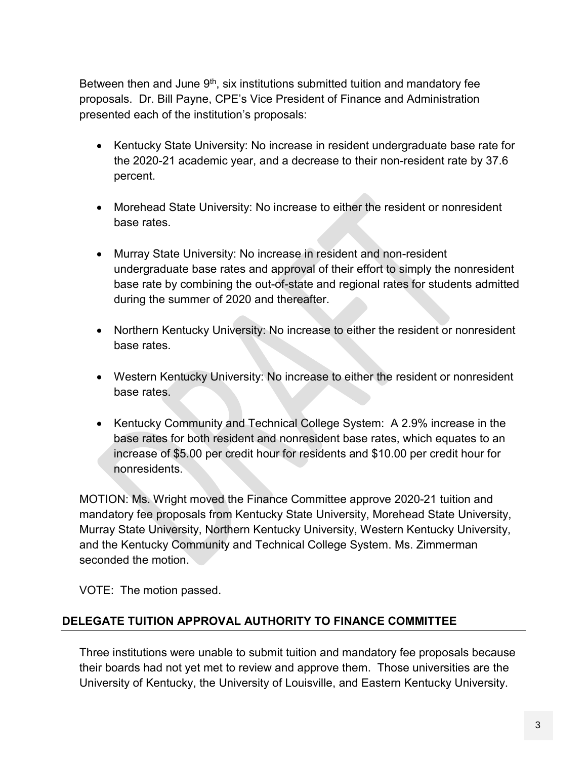Between then and June 9th, six institutions submitted tuition and mandatory fee proposals. Dr. Bill Payne, CPE's Vice President of Finance and Administration presented each of the institution's proposals:

- Kentucky State University: No increase in resident undergraduate base rate for the 2020-21 academic year, and a decrease to their non-resident rate by 37.6 percent.
- Morehead State University: No increase to either the resident or nonresident base rates.
- Murray State University: No increase in resident and non-resident undergraduate base rates and approval of their effort to simply the nonresident base rate by combining the out-of-state and regional rates for students admitted during the summer of 2020 and thereafter.
- Northern Kentucky University: No increase to either the resident or nonresident base rates.
- Western Kentucky University: No increase to either the resident or nonresident base rates.
- Kentucky Community and Technical College System: A 2.9% increase in the base rates for both resident and nonresident base rates, which equates to an increase of $5.00 per credit hour for residents and $10.00 per credit hour for nonresidents.

MOTION: Ms. Wright moved the Finance Committee approve 2020-21 tuition and mandatory fee proposals from Kentucky State University, Morehead State University, Murray State University, Northern Kentucky University, Western Kentucky University, and the Kentucky Community and Technical College System. Ms. Zimmerman seconded the motion.

VOTE: The motion passed.

## DELEGATE TUITION APPROVAL AUTHORITY TO FINANCE COMMITTEE

Three institutions were unable to submit tuition and mandatory fee proposals because their boards had not yet met to review and approve them. Those universities are the University of Kentucky, the University of Louisville, and Eastern Kentucky University.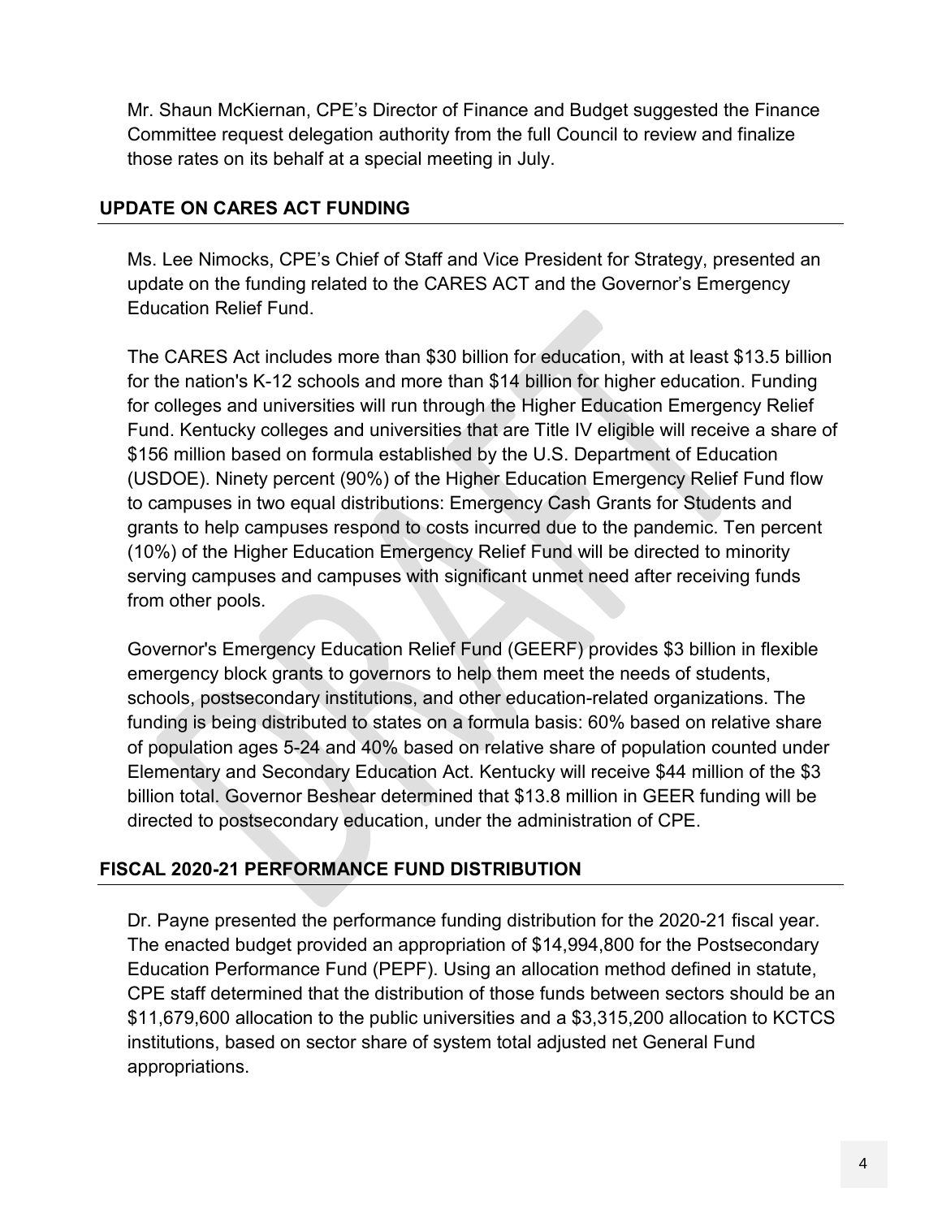Mr. Shaun McKiernan, CPE's Director of Finance and Budget suggested the Finance Committee request delegation authority from the full Council to review and finalize those rates on its behalf at a special meeting in July.

## UPDATE ON CARES ACT FUNDING

Ms. Lee Nimocks, CPE's Chief of Staff and Vice President for Strategy, presented an update on the funding related to the CARES ACT and the Governor's Emergency Education Relief Fund.

The CARES Act includes more than $30 billion for education, with at least $13.5 billion for the nation's K-12 schools and more than $14 billion for higher education. Funding for colleges and universities will run through the Higher Education Emergency Relief Fund. Kentucky colleges and universities that are Title IV eligible will receive a share of $156 million based on formula established by the U.S. Department of Education (USDOE). Ninety percent (90%) of the Higher Education Emergency Relief Fund flow to campuses in two equal distributions: Emergency Cash Grants for Students and grants to help campuses respond to costs incurred due to the pandemic. Ten percent (10%) of the Higher Education Emergency Relief Fund will be directed to minority serving campuses and campuses with significant unmet need after receiving funds from other pools.

Governor's Emergency Education Relief Fund (GEERF) provides $3 billion in flexible emergency block grants to governors to help them meet the needs of students, schools, postsecondary institutions, and other education-related organizations. The funding is being distributed to states on a formula basis: 60% based on relative share of population ages 5-24 and 40% based on relative share of population counted under Elementary and Secondary Education Act. Kentucky will receive $44 million of the $3 billion total. Governor Beshear determined that $13.8 million in GEER funding will be directed to postsecondary education, under the administration of CPE.

## FISCAL 2020-21 PERFORMANCE FUND DISTRIBUTION

Dr. Payne presented the performance funding distribution for the 2020-21 fiscal year. The enacted budget provided an appropriation of $14,994,800 for the Postsecondary Education Performance Fund (PEPF). Using an allocation method defined in statute, CPE staff determined that the distribution of those funds between sectors should be an $11,679,600 allocation to the public universities and a $3,315,200 allocation to KCTCS institutions, based on sector share of system total adjusted net General Fund appropriations.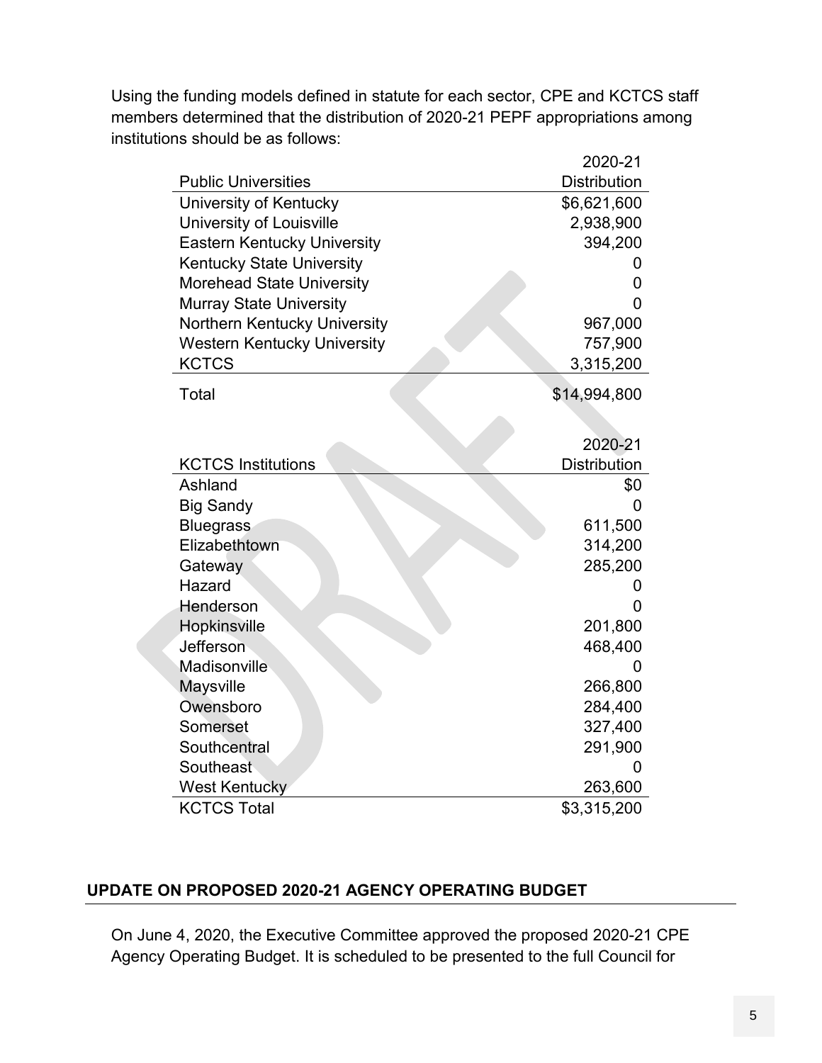Using the funding models defined in statute for each sector, CPE and KCTCS staff members determined that the distribution of 2020-21 PEPF appropriations among institutions should be as follows:

| Public Universities | 2020-21 Distribution |
|---|---|
| University of Kentucky | $6,621,600 |
| University of Louisville | 2,938,900 |
| Eastern Kentucky University | 394,200 |
| Kentucky State University | 0 |
| Morehead State University | 0 |
| Murray State University | 0 |
| Northern Kentucky University | 967,000 |
| Western Kentucky University | 757,900 |
| KCTCS | 3,315,200 |
| Total | $14,994,800 |

| KCTCS Institutions | 2020-21 Distribution |
|---|---|
| Ashland | $0 |
| Big Sandy | 0 |
| Bluegrass | 611,500 |
| Elizabethtown | 314,200 |
| Gateway | 285,200 |
| Hazard | 0 |
| Henderson | 0 |
| Hopkinsville | 201,800 |
| Jefferson | 468,400 |
| Madisonville | 0 |
| Maysville | 266,800 |
| Owensboro | 284,400 |
| Somerset | 327,400 |
| Southcentral | 291,900 |
| Southeast | 0 |
| West Kentucky | 263,600 |
| KCTCS Total | $3,315,200 |

## UPDATE ON PROPOSED 2020-21 AGENCY OPERATING BUDGET

On June 4, 2020, the Executive Committee approved the proposed 2020-21 CPE Agency Operating Budget. It is scheduled to be presented to the full Council for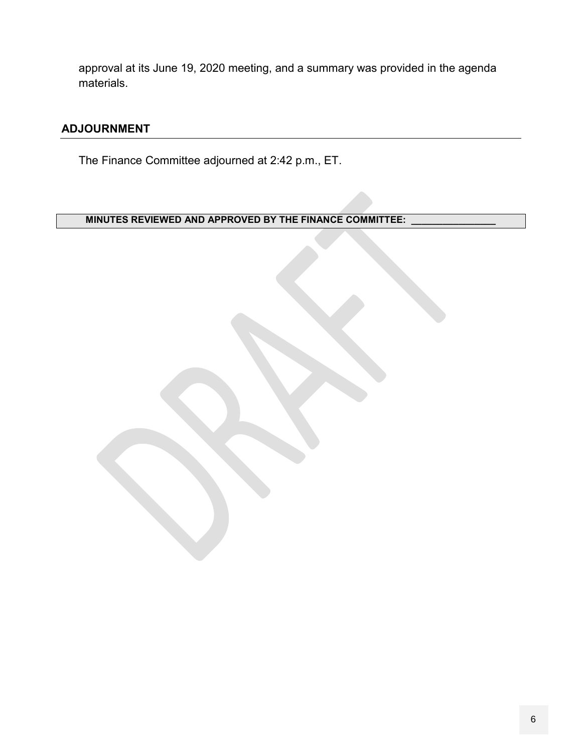approval at its June 19, 2020 meeting, and a summary was provided in the agenda materials.

## ADJOURNMENT

The Finance Committee adjourned at 2:42 p.m., ET.

**MINUTES REVIEWED AND APPROVED BY THE FINANCE COMMITTEE: ________________**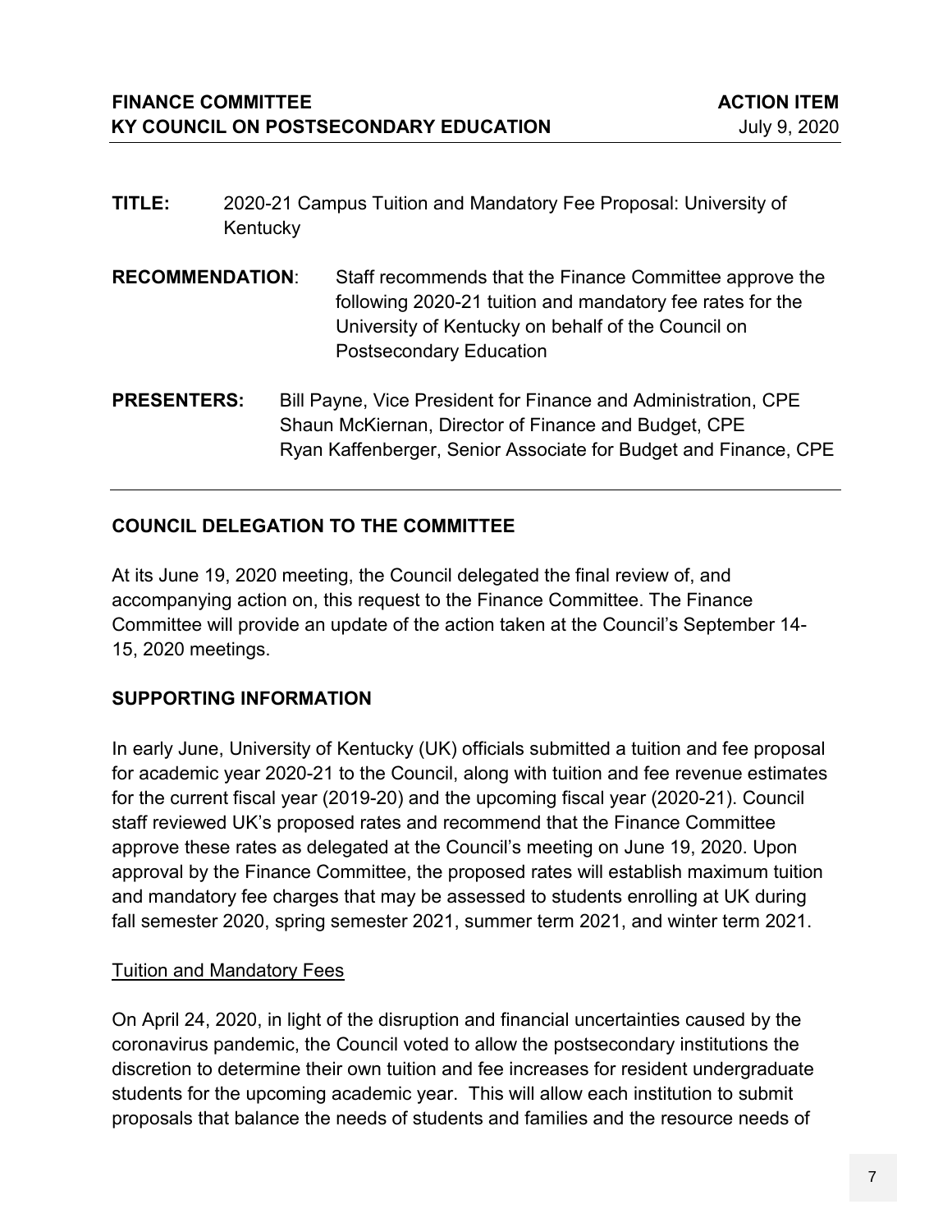**FINANCE COMMITTEE** **ACTION ITEM**
**KY COUNCIL ON POSTSECONDARY EDUCATION** July 9, 2020

---

**TITLE:** 2020-21 Campus Tuition and Mandatory Fee Proposal: University of Kentucky

**RECOMMENDATION**: Staff recommends that the Finance Committee approve the following 2020-21 tuition and mandatory fee rates for the University of Kentucky on behalf of the Council on Postsecondary Education

**PRESENTERS:** Bill Payne, Vice President for Finance and Administration, CPE
Shaun McKiernan, Director of Finance and Budget, CPE
Ryan Kaffenberger, Senior Associate for Budget and Finance, CPE

---

## COUNCIL DELEGATION TO THE COMMITTEE

At its June 19, 2020 meeting, the Council delegated the final review of, and accompanying action on, this request to the Finance Committee. The Finance Committee will provide an update of the action taken at the Council's September 14-15, 2020 meetings.

## SUPPORTING INFORMATION

In early June, University of Kentucky (UK) officials submitted a tuition and fee proposal for academic year 2020-21 to the Council, along with tuition and fee revenue estimates for the current fiscal year (2019-20) and the upcoming fiscal year (2020-21). Council staff reviewed UK's proposed rates and recommend that the Finance Committee approve these rates as delegated at the Council's meeting on June 19, 2020. Upon approval by the Finance Committee, the proposed rates will establish maximum tuition and mandatory fee charges that may be assessed to students enrolling at UK during fall semester 2020, spring semester 2021, summer term 2021, and winter term 2021.

Tuition and Mandatory Fees

On April 24, 2020, in light of the disruption and financial uncertainties caused by the coronavirus pandemic, the Council voted to allow the postsecondary institutions the discretion to determine their own tuition and fee increases for resident undergraduate students for the upcoming academic year. This will allow each institution to submit proposals that balance the needs of students and families and the resource needs of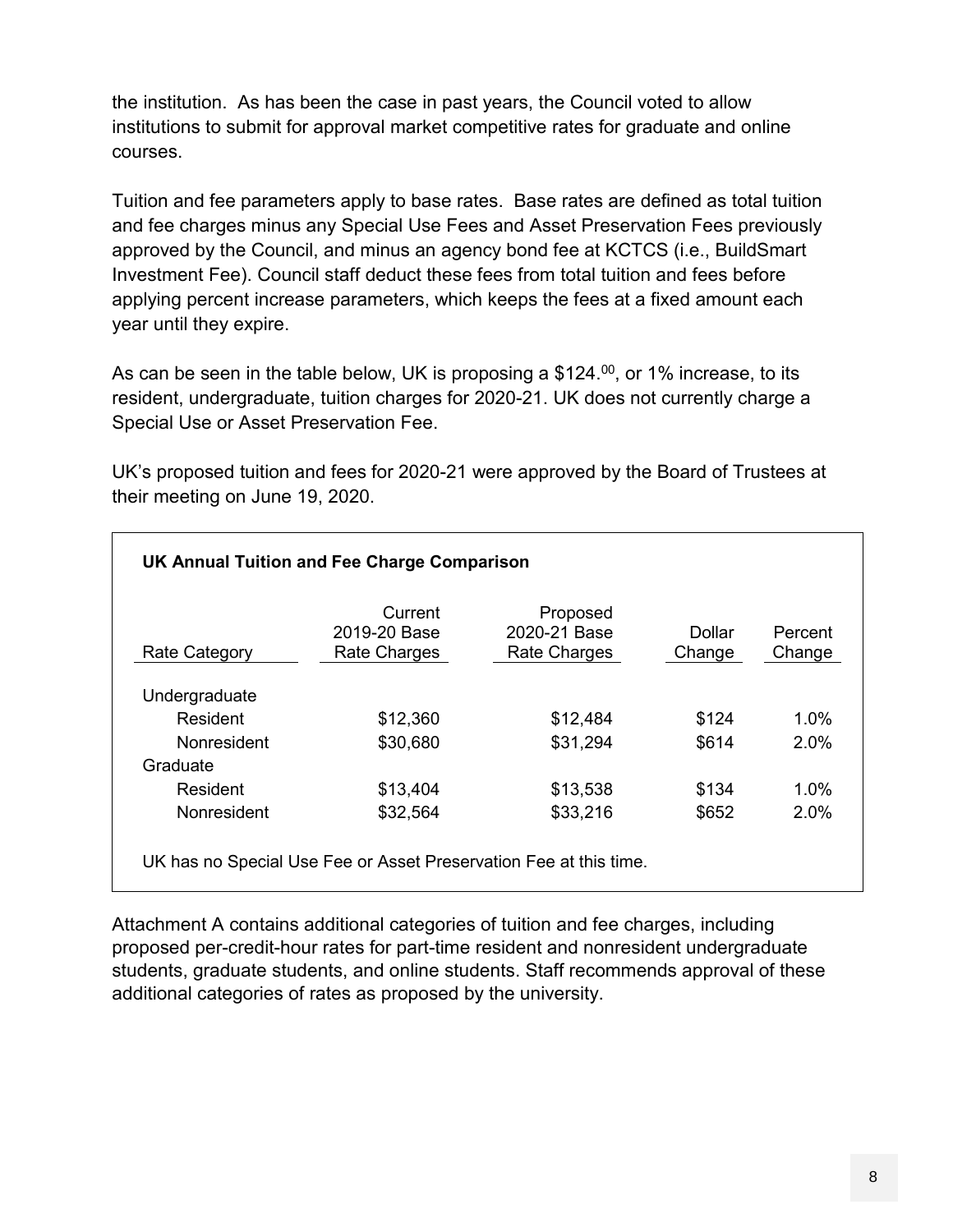the institution. As has been the case in past years, the Council voted to allow institutions to submit for approval market competitive rates for graduate and online courses.

Tuition and fee parameters apply to base rates. Base rates are defined as total tuition and fee charges minus any Special Use Fees and Asset Preservation Fees previously approved by the Council, and minus an agency bond fee at KCTCS (i.e., BuildSmart Investment Fee). Council staff deduct these fees from total tuition and fees before applying percent increase parameters, which keeps the fees at a fixed amount each year until they expire.

As can be seen in the table below, UK is proposing a $124.[00], or 1% increase, to its resident, undergraduate, tuition charges for 2020-21. UK does not currently charge a Special Use or Asset Preservation Fee.

UK's proposed tuition and fees for 2020-21 were approved by the Board of Trustees at their meeting on June 19, 2020.

**UK Annual Tuition and Fee Charge Comparison**

| Rate Category | Current 2019-20 Base Rate Charges | Proposed 2020-21 Base Rate Charges | Dollar Change | Percent Change |
|---|---|---|---|---|
| Undergraduate | | | | |
| Resident | $12,360 | $12,484 | $124 | 1.0% |
| Nonresident | $30,680 | $31,294 | $614 | 2.0% |
| Graduate | | | | |
| Resident | $13,404 | $13,538 | $134 | 1.0% |
| Nonresident | $32,564 | $33,216 | $652 | 2.0% |

UK has no Special Use Fee or Asset Preservation Fee at this time.

Attachment A contains additional categories of tuition and fee charges, including proposed per-credit-hour rates for part-time resident and nonresident undergraduate students, graduate students, and online students. Staff recommends approval of these additional categories of rates as proposed by the university.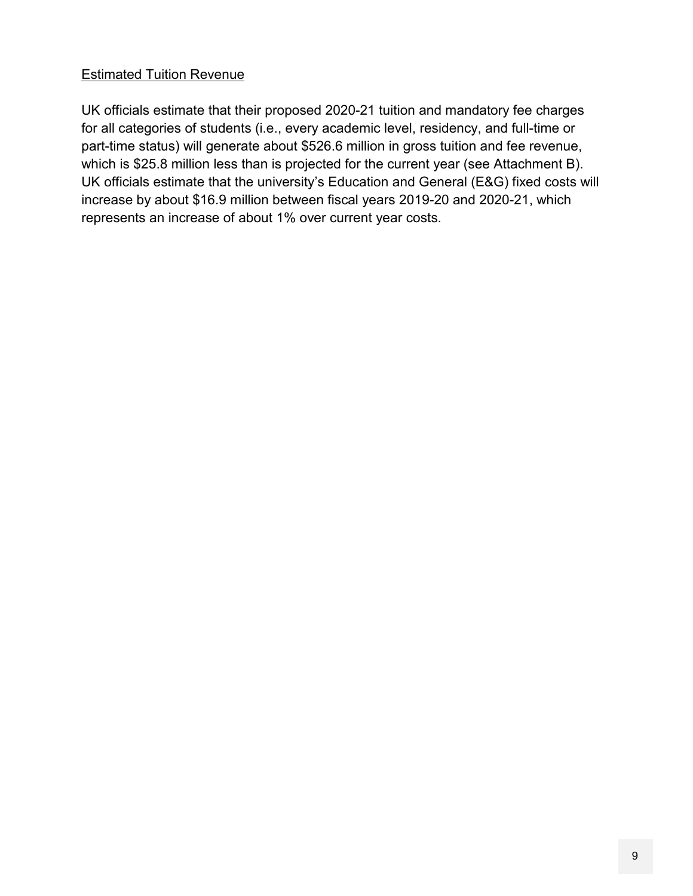Estimated Tuition Revenue

UK officials estimate that their proposed 2020-21 tuition and mandatory fee charges for all categories of students (i.e., every academic level, residency, and full-time or part-time status) will generate about $526.6 million in gross tuition and fee revenue, which is $25.8 million less than is projected for the current year (see Attachment B). UK officials estimate that the university's Education and General (E&G) fixed costs will increase by about $16.9 million between fiscal years 2019-20 and 2020-21, which represents an increase of about 1% over current year costs.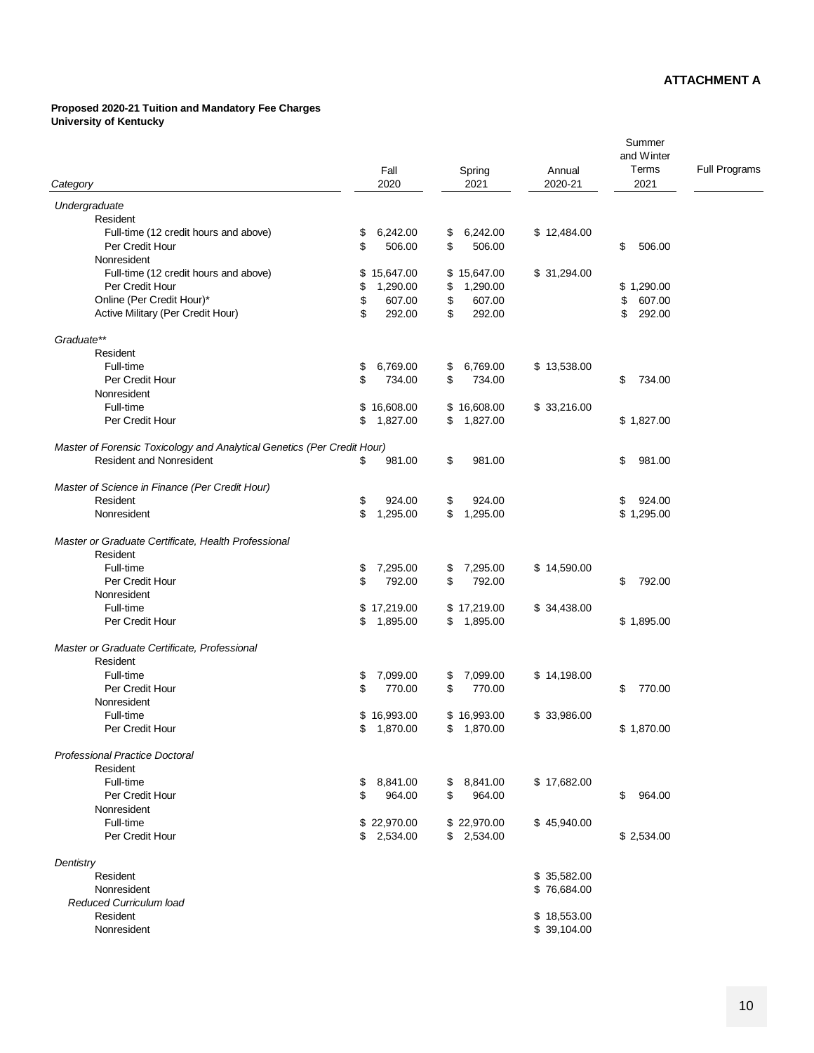**ATTACHMENT A**

**Proposed 2020-21 Tuition and Mandatory Fee Charges**
**University of Kentucky**

| *Category* | Fall 2020 | Spring 2021 | Annual 2020-21 | Summer and Winter Terms 2021 | Full Programs |
|---|---|---|---|---|---|
| *Undergraduate* | | | | | |
| Resident | | | | | |
| Full-time (12 credit hours and above) | $ 6,242.00 | $ 6,242.00 | $ 12,484.00 | | |
| Per Credit Hour | $ 506.00 | $ 506.00 | | $ 506.00 | |
| Nonresident | | | | | |
| Full-time (12 credit hours and above) | $ 15,647.00 | $ 15,647.00 | $ 31,294.00 | | |
| Per Credit Hour | $ 1,290.00 | $ 1,290.00 | | $ 1,290.00 | |
| Online (Per Credit Hour)* | $ 607.00 | $ 607.00 | | $ 607.00 | |
| Active Military (Per Credit Hour) | $ 292.00 | $ 292.00 | | $ 292.00 | |
| *Graduate*** | | | | | |
| Resident | | | | | |
| Full-time | $ 6,769.00 | $ 6,769.00 | $ 13,538.00 | | |
| Per Credit Hour | $ 734.00 | $ 734.00 | | $ 734.00 | |
| Nonresident | | | | | |
| Full-time | $ 16,608.00 | $ 16,608.00 | $ 33,216.00 | | |
| Per Credit Hour | $ 1,827.00 | $ 1,827.00 | | $ 1,827.00 | |
| *Master of Forensic Toxicology and Analytical Genetics (Per Credit Hour)* | | | | | |
| Resident and Nonresident | $ 981.00 | $ 981.00 | | $ 981.00 | |
| *Master of Science in Finance (Per Credit Hour)* | | | | | |
| Resident | $ 924.00 | $ 924.00 | | $ 924.00 | |
| Nonresident | $ 1,295.00 | $ 1,295.00 | | $ 1,295.00 | |
| *Master or Graduate Certificate, Health Professional* | | | | | |
| Resident | | | | | |
| Full-time | $ 7,295.00 | $ 7,295.00 | $ 14,590.00 | | |
| Per Credit Hour | $ 792.00 | $ 792.00 | | $ 792.00 | |
| Nonresident | | | | | |
| Full-time | $ 17,219.00 | $ 17,219.00 | $ 34,438.00 | | |
| Per Credit Hour | $ 1,895.00 | $ 1,895.00 | | $ 1,895.00 | |
| *Master or Graduate Certificate, Professional* | | | | | |
| Resident | | | | | |
| Full-time | $ 7,099.00 | $ 7,099.00 | $ 14,198.00 | | |
| Per Credit Hour | $ 770.00 | $ 770.00 | | $ 770.00 | |
| Nonresident | | | | | |
| Full-time | $ 16,993.00 | $ 16,993.00 | $ 33,986.00 | | |
| Per Credit Hour | $ 1,870.00 | $ 1,870.00 | | $ 1,870.00 | |
| *Professional Practice Doctoral* | | | | | |
| Resident | | | | | |
| Full-time | $ 8,841.00 | $ 8,841.00 | $ 17,682.00 | | |
| Per Credit Hour | $ 964.00 | $ 964.00 | | $ 964.00 | |
| Nonresident | | | | | |
| Full-time | $ 22,970.00 | $ 22,970.00 | $ 45,940.00 | | |
| Per Credit Hour | $ 2,534.00 | $ 2,534.00 | | $ 2,534.00 | |
| *Dentistry* | | | | | |
| Resident | | | $ 35,582.00 | | |
| Nonresident | | | $ 76,684.00 | | |
| *Reduced Curriculum load* | | | | | |
| Resident | | | $ 18,553.00 | | |
| Nonresident | | | $ 39,104.00 | | |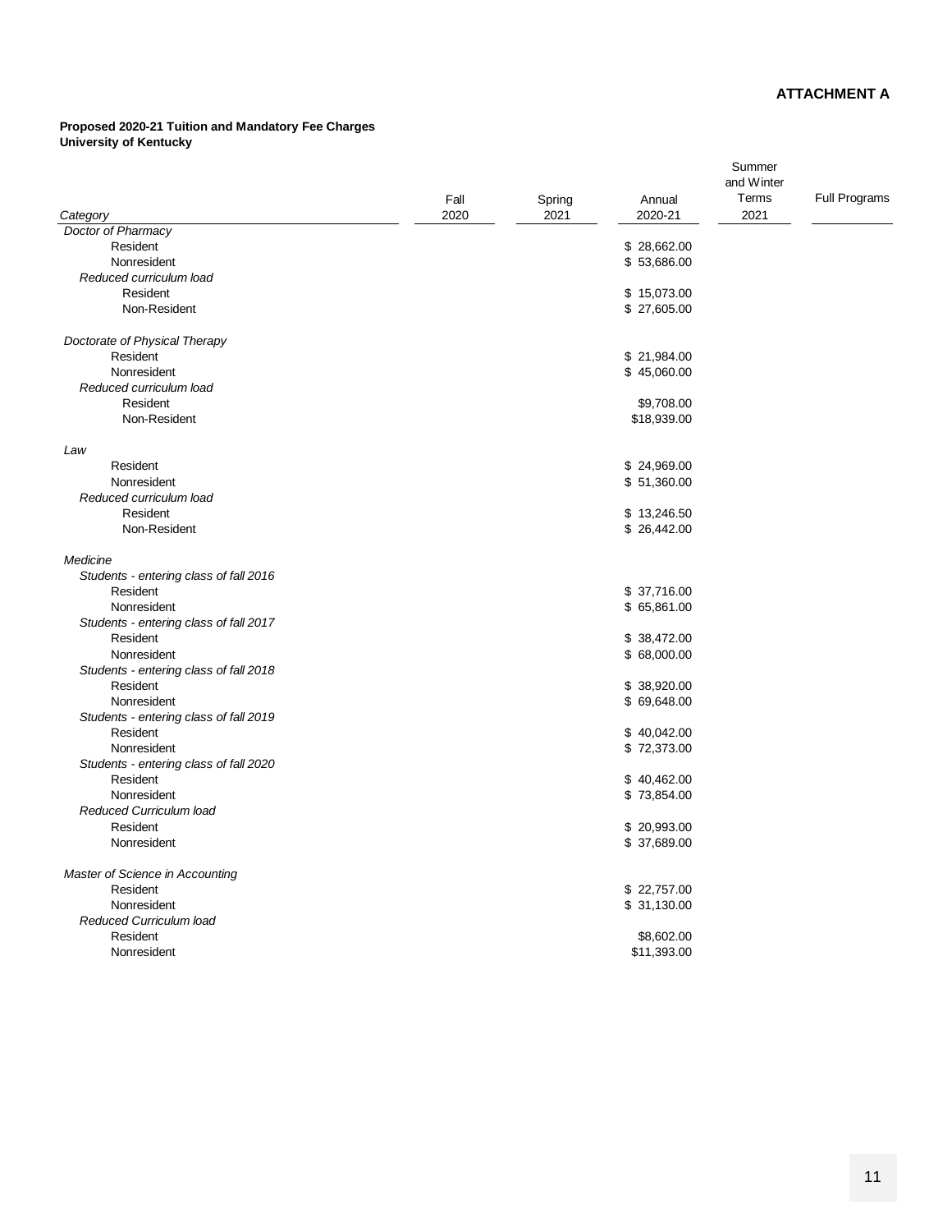**ATTACHMENT A**

**Proposed 2020-21 Tuition and Mandatory Fee Charges**
**University of Kentucky**

| *Category* | Fall 2020 | Spring 2021 | Annual 2020-21 | Summer and Winter Terms 2021 | Full Programs |
|---|---|---|---|---|---|
| *Doctor of Pharmacy* | | | | | |
| Resident | | | $ 28,662.00 | | |
| Nonresident | | | $ 53,686.00 | | |
| *Reduced curriculum load* | | | | | |
| Resident | | | $ 15,073.00 | | |
| Non-Resident | | | $ 27,605.00 | | |
| | | | | | |
| *Doctorate of Physical Therapy* | | | | | |
| Resident | | | $ 21,984.00 | | |
| Nonresident | | | $ 45,060.00 | | |
| *Reduced curriculum load* | | | | | |
| Resident | | | $9,708.00 | | |
| Non-Resident | | | $18,939.00 | | |
| | | | | | |
| *Law* | | | | | |
| Resident | | | $ 24,969.00 | | |
| Nonresident | | | $ 51,360.00 | | |
| *Reduced curriculum load* | | | | | |
| Resident | | | $ 13,246.50 | | |
| Non-Resident | | | $ 26,442.00 | | |
| | | | | | |
| *Medicine* | | | | | |
| *Students - entering class of fall 2016* | | | | | |
| Resident | | | $ 37,716.00 | | |
| Nonresident | | | $ 65,861.00 | | |
| *Students - entering class of fall 2017* | | | | | |
| Resident | | | $ 38,472.00 | | |
| Nonresident | | | $ 68,000.00 | | |
| *Students - entering class of fall 2018* | | | | | |
| Resident | | | $ 38,920.00 | | |
| Nonresident | | | $ 69,648.00 | | |
| *Students - entering class of fall 2019* | | | | | |
| Resident | | | $ 40,042.00 | | |
| Nonresident | | | $ 72,373.00 | | |
| *Students - entering class of fall 2020* | | | | | |
| Resident | | | $ 40,462.00 | | |
| Nonresident | | | $ 73,854.00 | | |
| *Reduced Curriculum load* | | | | | |
| Resident | | | $ 20,993.00 | | |
| Nonresident | | | $ 37,689.00 | | |
| | | | | | |
| *Master of Science in Accounting* | | | | | |
| Resident | | | $ 22,757.00 | | |
| Nonresident | | | $ 31,130.00 | | |
| *Reduced Curriculum load* | | | | | |
| Resident | | | $8,602.00 | | |
| Nonresident | | | $11,393.00 | | |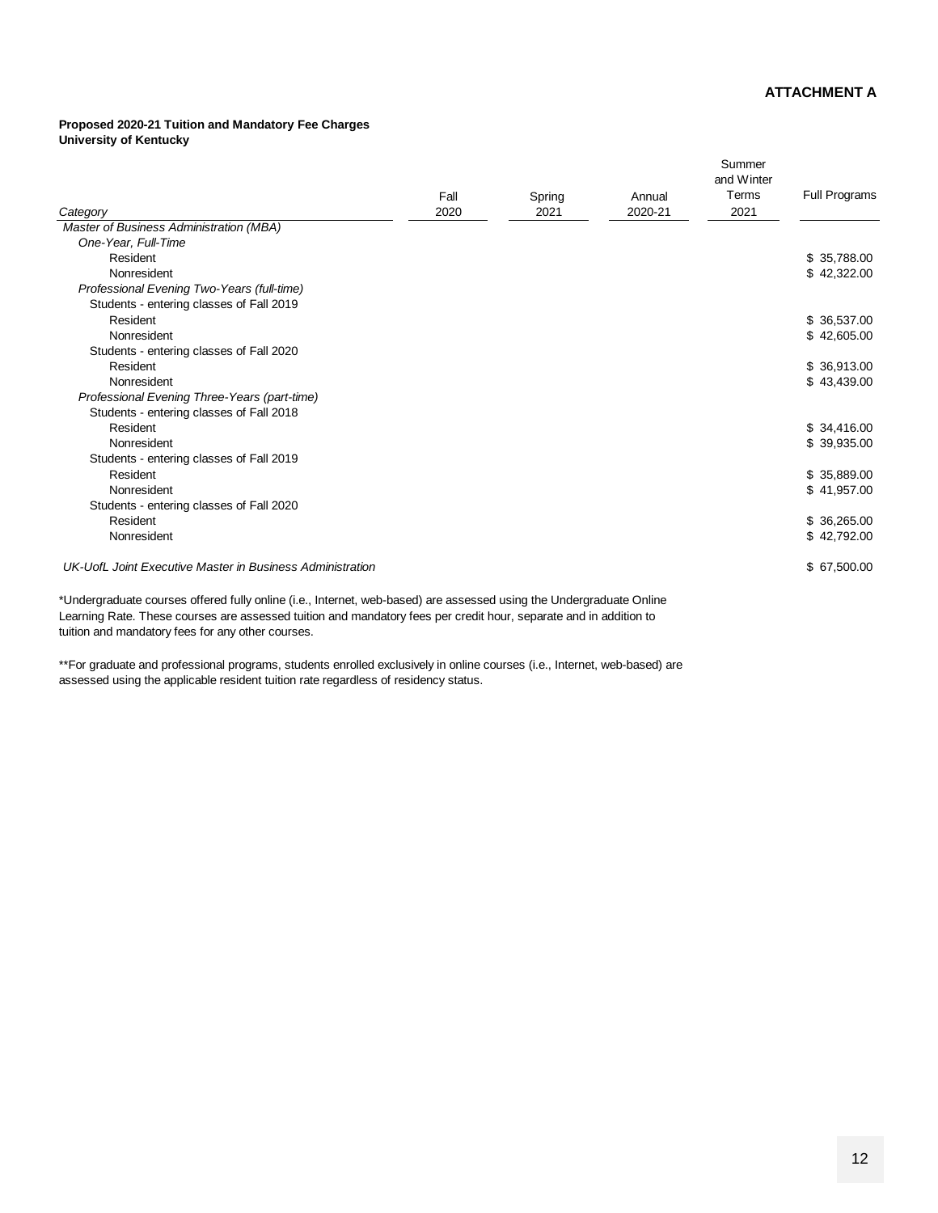**ATTACHMENT A**

**Proposed 2020-21 Tuition and Mandatory Fee Charges**
**University of Kentucky**

| *Category* | Fall 2020 | Spring 2021 | Annual 2020-21 | Summer and Winter Terms 2021 | Full Programs |
|---|---|---|---|---|---|
| *Master of Business Administration (MBA)* | | | | | |
| *One-Year, Full-Time* | | | | | |
| Resident | | | | | $ 35,788.00 |
| Nonresident | | | | | $ 42,322.00 |
| *Professional Evening Two-Years (full-time)* | | | | | |
| Students - entering classes of Fall 2019 | | | | | |
| Resident | | | | | $ 36,537.00 |
| Nonresident | | | | | $ 42,605.00 |
| Students - entering classes of Fall 2020 | | | | | |
| Resident | | | | | $ 36,913.00 |
| Nonresident | | | | | $ 43,439.00 |
| *Professional Evening Three-Years (part-time)* | | | | | |
| Students - entering classes of Fall 2018 | | | | | |
| Resident | | | | | $ 34,416.00 |
| Nonresident | | | | | $ 39,935.00 |
| Students - entering classes of Fall 2019 | | | | | |
| Resident | | | | | $ 35,889.00 |
| Nonresident | | | | | $ 41,957.00 |
| Students - entering classes of Fall 2020 | | | | | |
| Resident | | | | | $ 36,265.00 |
| Nonresident | | | | | $ 42,792.00 |
| *UK-UofL Joint Executive Master in Business Administration* | | | | | $ 67,500.00 |

*Undergraduate courses offered fully online (i.e., Internet, web-based) are assessed using the Undergraduate Online Learning Rate. These courses are assessed tuition and mandatory fees per credit hour, separate and in addition to tuition and mandatory fees for any other courses.

**For graduate and professional programs, students enrolled exclusively in online courses (i.e., Internet, web-based) are assessed using the applicable resident tuition rate regardless of residency status.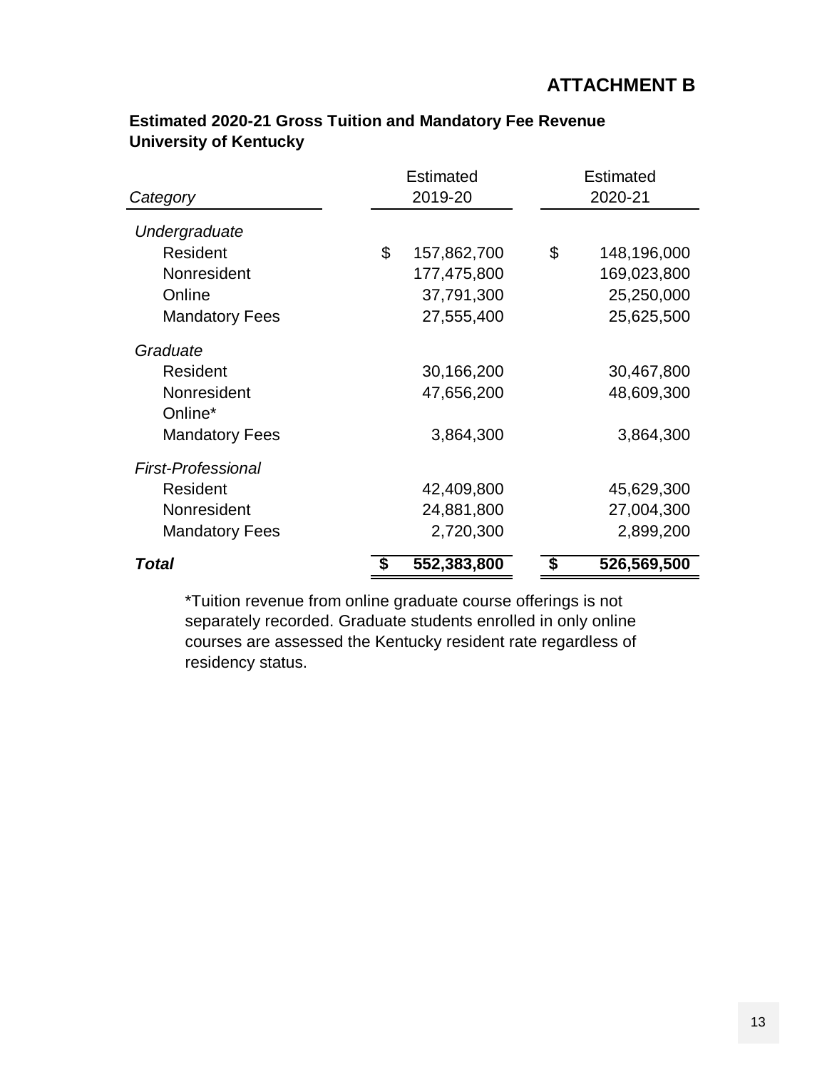## ATTACHMENT B

**Estimated 2020-21 Gross Tuition and Mandatory Fee Revenue**
**University of Kentucky**

| *Category* | Estimated 2019-20 | Estimated 2020-21 |
|---|---|---|
| *Undergraduate* | | |
| Resident | $ 157,862,700 | $ 148,196,000 |
| Nonresident | 177,475,800 | 169,023,800 |
| Online | 37,791,300 | 25,250,000 |
| Mandatory Fees | 27,555,400 | 25,625,500 |
| *Graduate* | | |
| Resident | 30,166,200 | 30,467,800 |
| Nonresident | 47,656,200 | 48,609,300 |
| Online* | | |
| Mandatory Fees | 3,864,300 | 3,864,300 |
| *First-Professional* | | |
| Resident | 42,409,800 | 45,629,300 |
| Nonresident | 24,881,800 | 27,004,300 |
| Mandatory Fees | 2,720,300 | 2,899,200 |
| ***Total*** | **$ 552,383,800** | **$ 526,569,500** |

*Tuition revenue from online graduate course offerings is not separately recorded. Graduate students enrolled in only online courses are assessed the Kentucky resident rate regardless of residency status.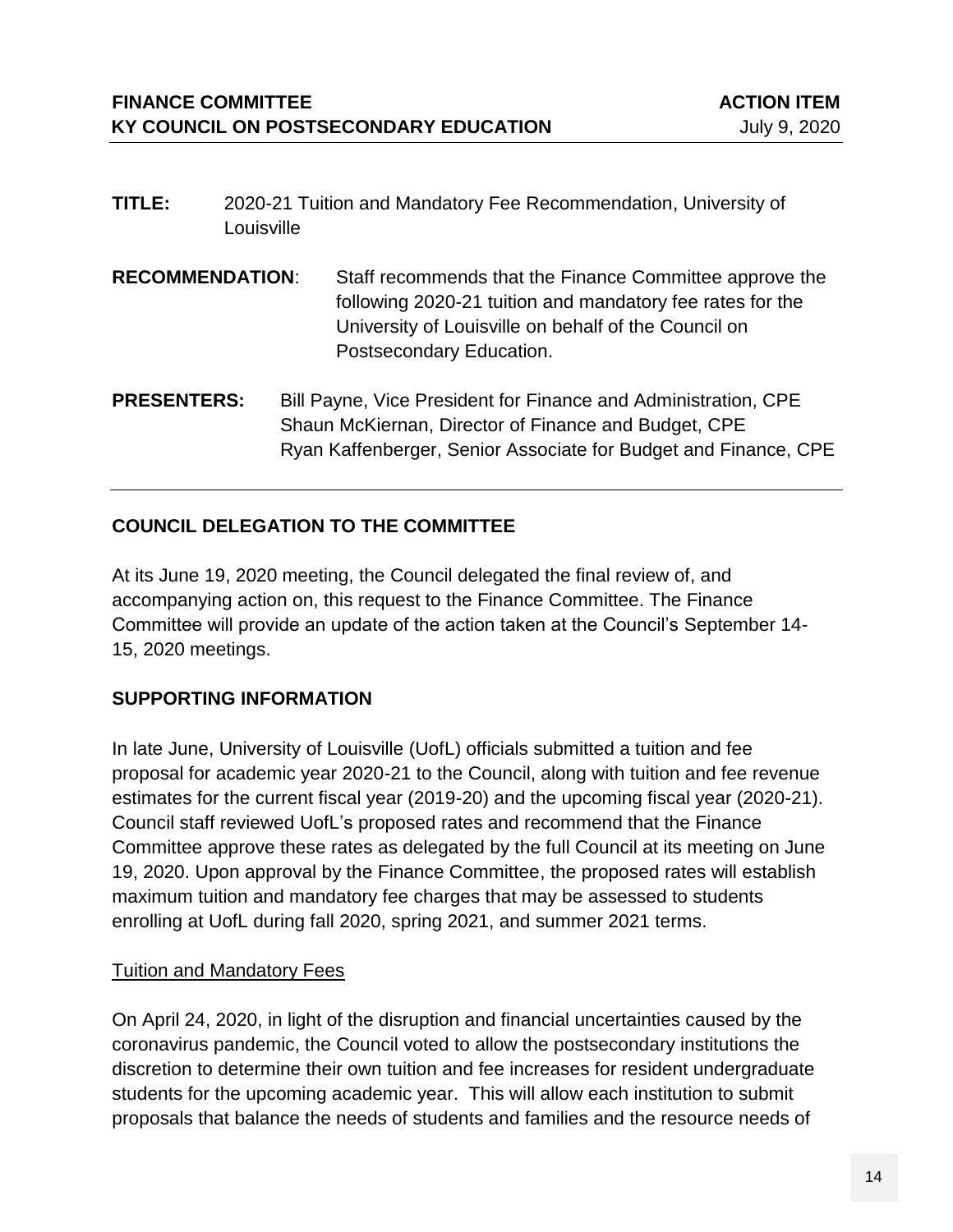**FINANCE COMMITTEE** **ACTION ITEM**
**KY COUNCIL ON POSTSECONDARY EDUCATION** July 9, 2020

---

**TITLE:** 2020-21 Tuition and Mandatory Fee Recommendation, University of Louisville

**RECOMMENDATION**: Staff recommends that the Finance Committee approve the following 2020-21 tuition and mandatory fee rates for the University of Louisville on behalf of the Council on Postsecondary Education.

**PRESENTERS:** Bill Payne, Vice President for Finance and Administration, CPE
Shaun McKiernan, Director of Finance and Budget, CPE
Ryan Kaffenberger, Senior Associate for Budget and Finance, CPE

---

## COUNCIL DELEGATION TO THE COMMITTEE

At its June 19, 2020 meeting, the Council delegated the final review of, and accompanying action on, this request to the Finance Committee. The Finance Committee will provide an update of the action taken at the Council's September 14-15, 2020 meetings.

## SUPPORTING INFORMATION

In late June, University of Louisville (UofL) officials submitted a tuition and fee proposal for academic year 2020-21 to the Council, along with tuition and fee revenue estimates for the current fiscal year (2019-20) and the upcoming fiscal year (2020-21). Council staff reviewed UofL's proposed rates and recommend that the Finance Committee approve these rates as delegated by the full Council at its meeting on June 19, 2020. Upon approval by the Finance Committee, the proposed rates will establish maximum tuition and mandatory fee charges that may be assessed to students enrolling at UofL during fall 2020, spring 2021, and summer 2021 terms.

Tuition and Mandatory Fees

On April 24, 2020, in light of the disruption and financial uncertainties caused by the coronavirus pandemic, the Council voted to allow the postsecondary institutions the discretion to determine their own tuition and fee increases for resident undergraduate students for the upcoming academic year. This will allow each institution to submit proposals that balance the needs of students and families and the resource needs of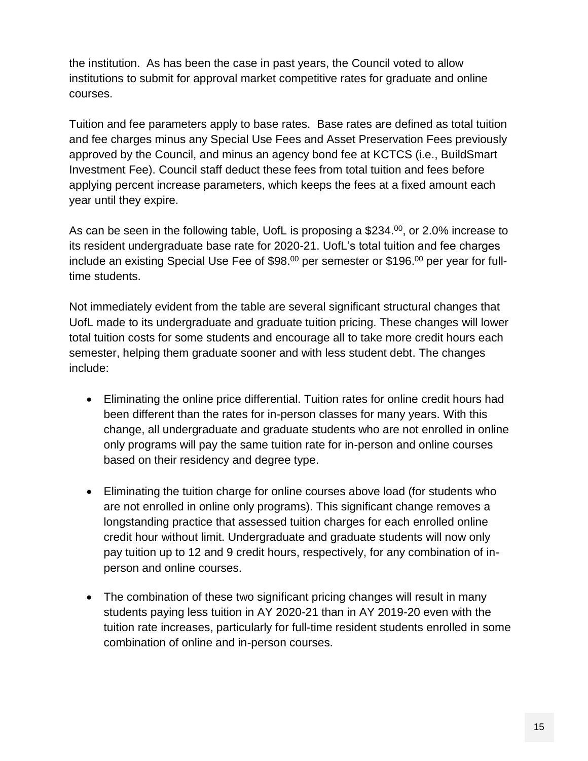the institution. As has been the case in past years, the Council voted to allow institutions to submit for approval market competitive rates for graduate and online courses.

Tuition and fee parameters apply to base rates. Base rates are defined as total tuition and fee charges minus any Special Use Fees and Asset Preservation Fees previously approved by the Council, and minus an agency bond fee at KCTCS (i.e., BuildSmart Investment Fee). Council staff deduct these fees from total tuition and fees before applying percent increase parameters, which keeps the fees at a fixed amount each year until they expire.

As can be seen in the following table, UofL is proposing a \$234.00, or 2.0% increase to its resident undergraduate base rate for 2020-21. UofL's total tuition and fee charges include an existing Special Use Fee of \$98.00 per semester or \$196.00 per year for full-time students.

Not immediately evident from the table are several significant structural changes that UofL made to its undergraduate and graduate tuition pricing. These changes will lower total tuition costs for some students and encourage all to take more credit hours each semester, helping them graduate sooner and with less student debt. The changes include:

- Eliminating the online price differential. Tuition rates for online credit hours had been different than the rates for in-person classes for many years. With this change, all undergraduate and graduate students who are not enrolled in online only programs will pay the same tuition rate for in-person and online courses based on their residency and degree type.

- Eliminating the tuition charge for online courses above load (for students who are not enrolled in online only programs). This significant change removes a longstanding practice that assessed tuition charges for each enrolled online credit hour without limit. Undergraduate and graduate students will now only pay tuition up to 12 and 9 credit hours, respectively, for any combination of in-person and online courses.

- The combination of these two significant pricing changes will result in many students paying less tuition in AY 2020-21 than in AY 2019-20 even with the tuition rate increases, particularly for full-time resident students enrolled in some combination of online and in-person courses.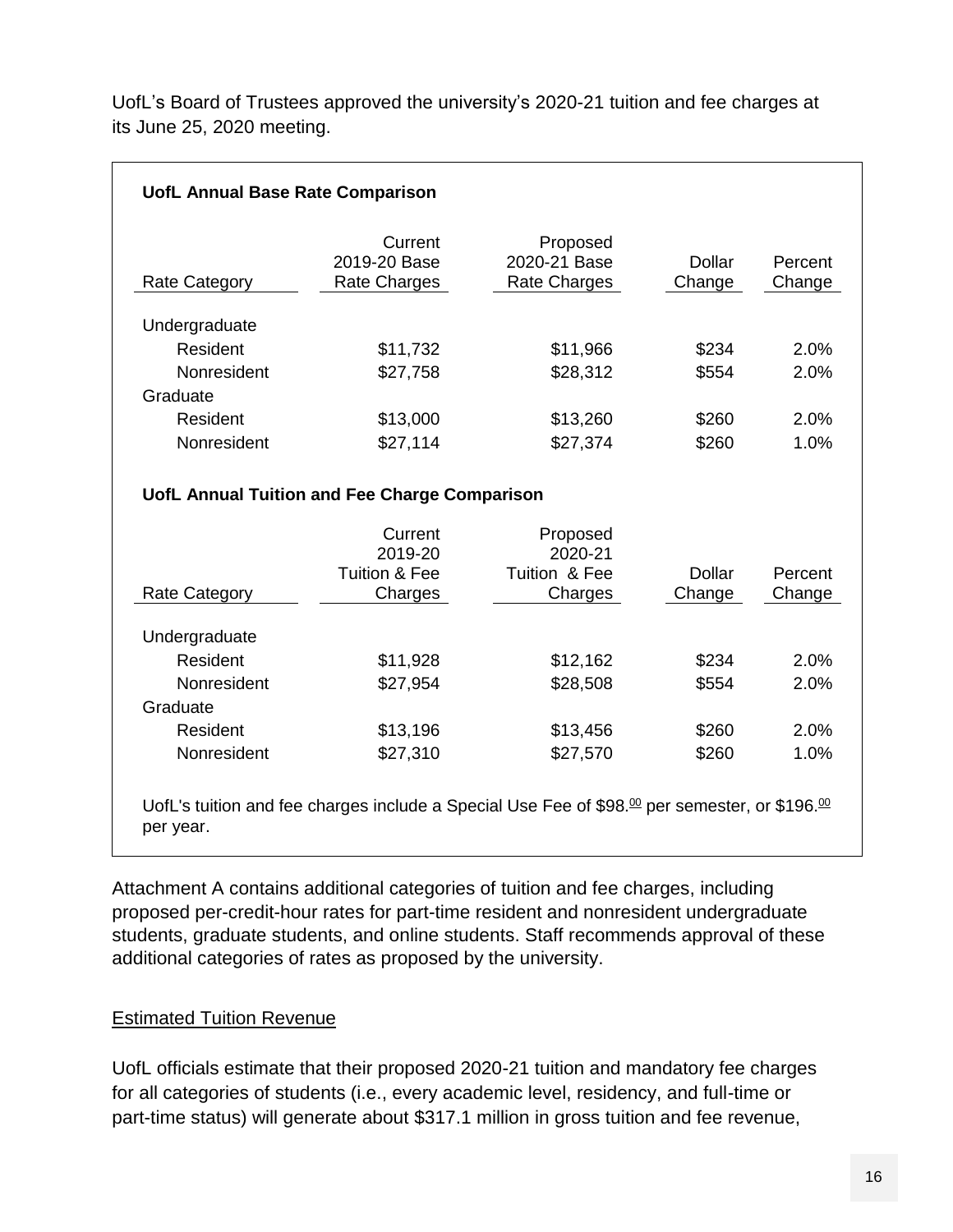UofL's Board of Trustees approved the university's 2020-21 tuition and fee charges at its June 25, 2020 meeting.

**UofL Annual Base Rate Comparison**

| Rate Category | Current 2019-20 Base Rate Charges | Proposed 2020-21 Base Rate Charges | Dollar Change | Percent Change |
|---|---|---|---|---|
| Undergraduate | | | | |
| Resident | $11,732 | $11,966 | $234 | 2.0% |
| Nonresident | $27,758 | $28,312 | $554 | 2.0% |
| Graduate | | | | |
| Resident | $13,000 | $13,260 | $260 | 2.0% |
| Nonresident | $27,114 | $27,374 | $260 | 1.0% |

**UofL Annual Tuition and Fee Charge Comparison**

| Rate Category | Current 2019-20 Tuition & Fee Charges | Proposed 2020-21 Tuition & Fee Charges | Dollar Change | Percent Change |
|---|---|---|---|---|
| Undergraduate | | | | |
| Resident | $11,928 | $12,162 | $234 | 2.0% |
| Nonresident | $27,954 | $28,508 | $554 | 2.0% |
| Graduate | | | | |
| Resident | $13,196 | $13,456 | $260 | 2.0% |
| Nonresident | $27,310 | $27,570 | $260 | 1.0% |

UofL's tuition and fee charges include a Special Use Fee of $98.00 per semester, or $196.00 per year.

Attachment A contains additional categories of tuition and fee charges, including proposed per-credit-hour rates for part-time resident and nonresident undergraduate students, graduate students, and online students. Staff recommends approval of these additional categories of rates as proposed by the university.

## Estimated Tuition Revenue

UofL officials estimate that their proposed 2020-21 tuition and mandatory fee charges for all categories of students (i.e., every academic level, residency, and full-time or part-time status) will generate about $317.1 million in gross tuition and fee revenue,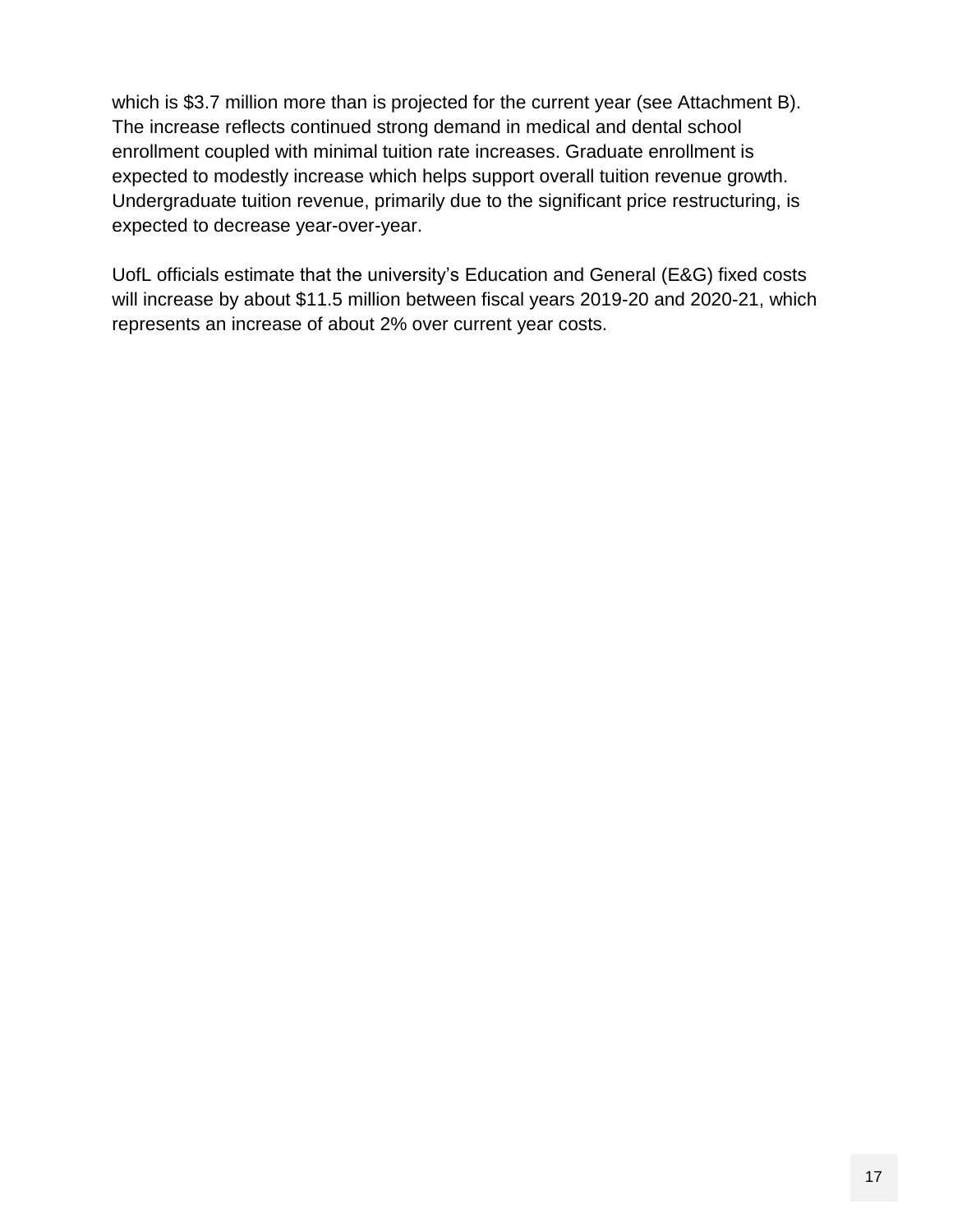which is $3.7 million more than is projected for the current year (see Attachment B). The increase reflects continued strong demand in medical and dental school enrollment coupled with minimal tuition rate increases. Graduate enrollment is expected to modestly increase which helps support overall tuition revenue growth. Undergraduate tuition revenue, primarily due to the significant price restructuring, is expected to decrease year-over-year.

UofL officials estimate that the university's Education and General (E&G) fixed costs will increase by about $11.5 million between fiscal years 2019-20 and 2020-21, which represents an increase of about 2% over current year costs.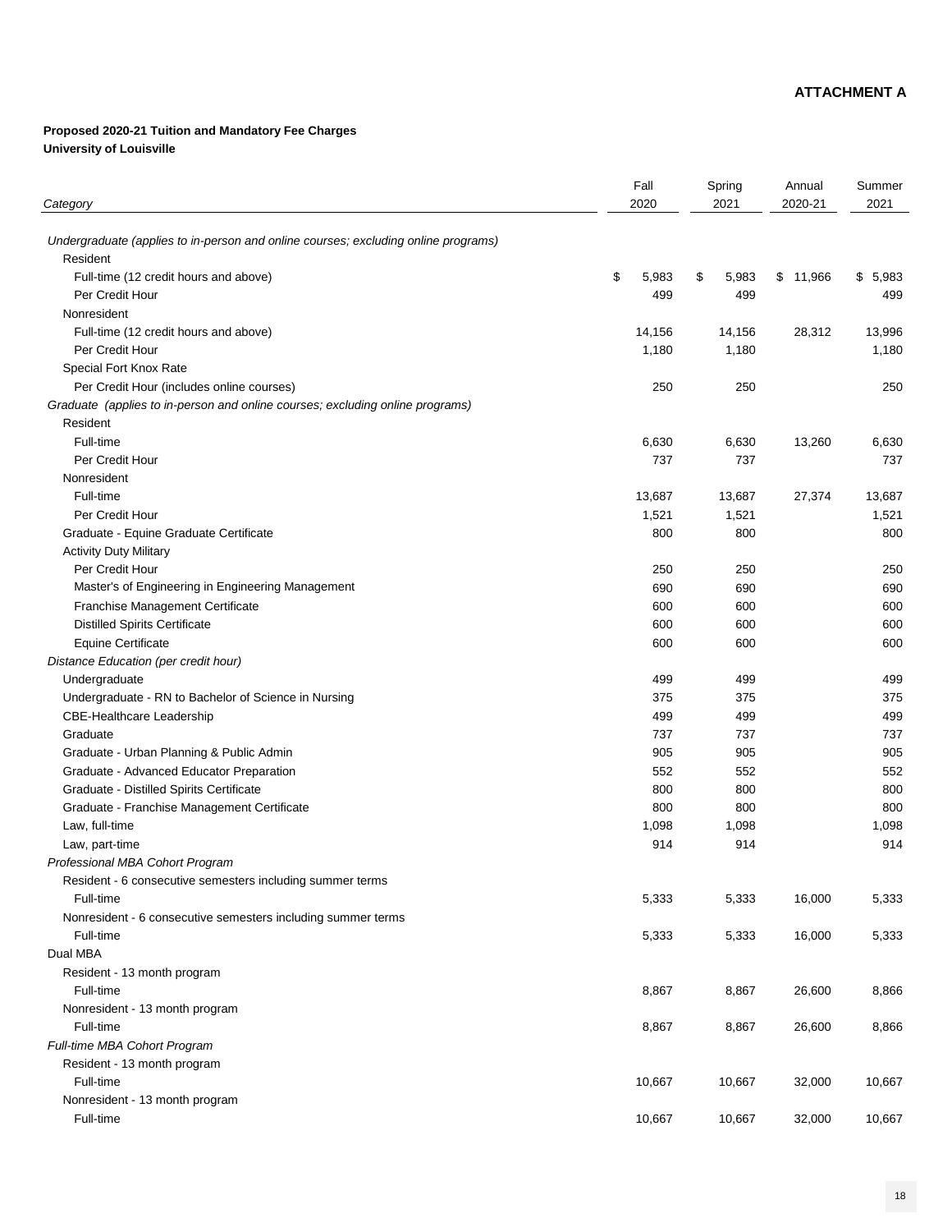**ATTACHMENT A**

**Proposed 2020-21 Tuition and Mandatory Fee Charges**
**University of Louisville**

| *Category* | Fall 2020 | Spring 2021 | Annual 2020-21 | Summer 2021 |
|---|---|---|---|---|
| *Undergraduate (applies to in-person and online courses; excluding online programs)* | | | | |
| Resident | | | | |
| Full-time (12 credit hours and above) | $ 5,983 | $ 5,983 | $ 11,966 | $ 5,983 |
| Per Credit Hour | 499 | 499 | | 499 |
| Nonresident | | | | |
| Full-time (12 credit hours and above) | 14,156 | 14,156 | 28,312 | 13,996 |
| Per Credit Hour | 1,180 | 1,180 | | 1,180 |
| Special Fort Knox Rate | | | | |
| Per Credit Hour (includes online courses) | 250 | 250 | | 250 |
| *Graduate (applies to in-person and online courses; excluding online programs)* | | | | |
| Resident | | | | |
| Full-time | 6,630 | 6,630 | 13,260 | 6,630 |
| Per Credit Hour | 737 | 737 | | 737 |
| Nonresident | | | | |
| Full-time | 13,687 | 13,687 | 27,374 | 13,687 |
| Per Credit Hour | 1,521 | 1,521 | | 1,521 |
| Graduate - Equine Graduate Certificate | 800 | 800 | | 800 |
| Activity Duty Military | | | | |
| Per Credit Hour | 250 | 250 | | 250 |
| Master's of Engineering in Engineering Management | 690 | 690 | | 690 |
| Franchise Management Certificate | 600 | 600 | | 600 |
| Distilled Spirits Certificate | 600 | 600 | | 600 |
| Equine Certificate | 600 | 600 | | 600 |
| *Distance Education (per credit hour)* | | | | |
| Undergraduate | 499 | 499 | | 499 |
| Undergraduate - RN to Bachelor of Science in Nursing | 375 | 375 | | 375 |
| CBE-Healthcare Leadership | 499 | 499 | | 499 |
| Graduate | 737 | 737 | | 737 |
| Graduate - Urban Planning & Public Admin | 905 | 905 | | 905 |
| Graduate - Advanced Educator Preparation | 552 | 552 | | 552 |
| Graduate - Distilled Spirits Certificate | 800 | 800 | | 800 |
| Graduate - Franchise Management Certificate | 800 | 800 | | 800 |
| Law, full-time | 1,098 | 1,098 | | 1,098 |
| Law, part-time | 914 | 914 | | 914 |
| *Professional MBA Cohort Program* | | | | |
| Resident - 6 consecutive semesters including summer terms | | | | |
| Full-time | 5,333 | 5,333 | 16,000 | 5,333 |
| Nonresident - 6 consecutive semesters including summer terms | | | | |
| Full-time | 5,333 | 5,333 | 16,000 | 5,333 |
| Dual MBA | | | | |
| Resident - 13 month program | | | | |
| Full-time | 8,867 | 8,867 | 26,600 | 8,866 |
| Nonresident - 13 month program | | | | |
| Full-time | 8,867 | 8,867 | 26,600 | 8,866 |
| *Full-time MBA Cohort Program* | | | | |
| Resident - 13 month program | | | | |
| Full-time | 10,667 | 10,667 | 32,000 | 10,667 |
| Nonresident - 13 month program | | | | |
| Full-time | 10,667 | 10,667 | 32,000 | 10,667 |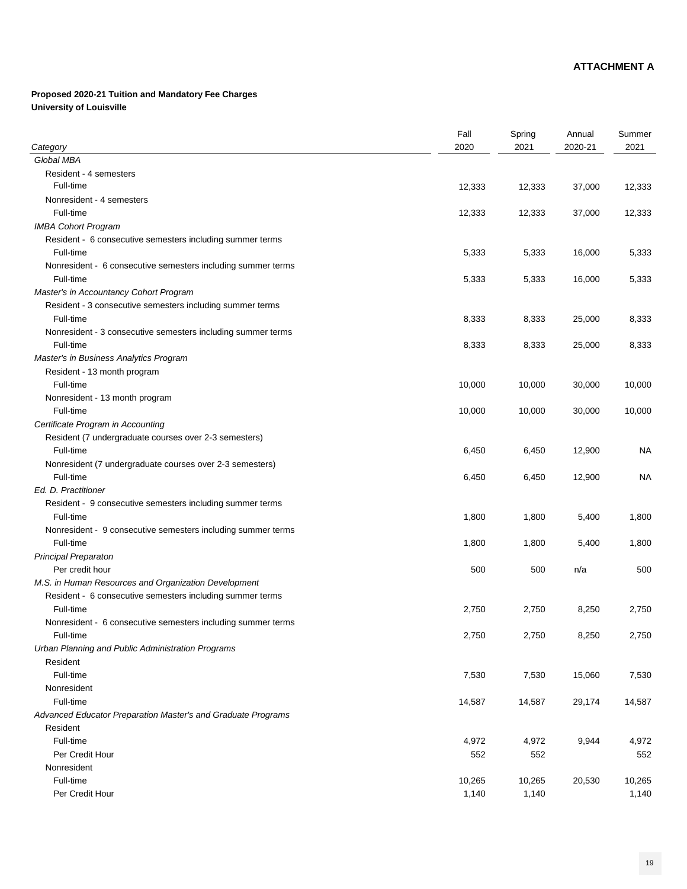**ATTACHMENT A**

**Proposed 2020-21 Tuition and Mandatory Fee Charges**
**University of Louisville**

| *Category* | Fall 2020 | Spring 2021 | Annual 2020-21 | Summer 2021 |
|---|---|---|---|---|
| *Global MBA* | | | | |
| Resident - 4 semesters | | | | |
| Full-time | 12,333 | 12,333 | 37,000 | 12,333 |
| Nonresident - 4 semesters | | | | |
| Full-time | 12,333 | 12,333 | 37,000 | 12,333 |
| *IMBA Cohort Program* | | | | |
| Resident - 6 consecutive semesters including summer terms | | | | |
| Full-time | 5,333 | 5,333 | 16,000 | 5,333 |
| Nonresident - 6 consecutive semesters including summer terms | | | | |
| Full-time | 5,333 | 5,333 | 16,000 | 5,333 |
| *Master's in Accountancy Cohort Program* | | | | |
| Resident - 3 consecutive semesters including summer terms | | | | |
| Full-time | 8,333 | 8,333 | 25,000 | 8,333 |
| Nonresident - 3 consecutive semesters including summer terms | | | | |
| Full-time | 8,333 | 8,333 | 25,000 | 8,333 |
| *Master's in Business Analytics Program* | | | | |
| Resident - 13 month program | | | | |
| Full-time | 10,000 | 10,000 | 30,000 | 10,000 |
| Nonresident - 13 month program | | | | |
| Full-time | 10,000 | 10,000 | 30,000 | 10,000 |
| *Certificate Program in Accounting* | | | | |
| Resident (7 undergraduate courses over 2-3 semesters) | | | | |
| Full-time | 6,450 | 6,450 | 12,900 | NA |
| Nonresident (7 undergraduate courses over 2-3 semesters) | | | | |
| Full-time | 6,450 | 6,450 | 12,900 | NA |
| *Ed. D. Practitioner* | | | | |
| Resident - 9 consecutive semesters including summer terms | | | | |
| Full-time | 1,800 | 1,800 | 5,400 | 1,800 |
| Nonresident - 9 consecutive semesters including summer terms | | | | |
| Full-time | 1,800 | 1,800 | 5,400 | 1,800 |
| *Principal Preparaton* | | | | |
| Per credit hour | 500 | 500 | n/a | 500 |
| *M.S. in Human Resources and Organization Development* | | | | |
| Resident - 6 consecutive semesters including summer terms | | | | |
| Full-time | 2,750 | 2,750 | 8,250 | 2,750 |
| Nonresident - 6 consecutive semesters including summer terms | | | | |
| Full-time | 2,750 | 2,750 | 8,250 | 2,750 |
| *Urban Planning and Public Administration Programs* | | | | |
| Resident | | | | |
| Full-time | 7,530 | 7,530 | 15,060 | 7,530 |
| Nonresident | | | | |
| Full-time | 14,587 | 14,587 | 29,174 | 14,587 |
| *Advanced Educator Preparation Master's and Graduate Programs* | | | | |
| Resident | | | | |
| Full-time | 4,972 | 4,972 | 9,944 | 4,972 |
| Per Credit Hour | 552 | 552 | | 552 |
| Nonresident | | | | |
| Full-time | 10,265 | 10,265 | 20,530 | 10,265 |
| Per Credit Hour | 1,140 | 1,140 | | 1,140 |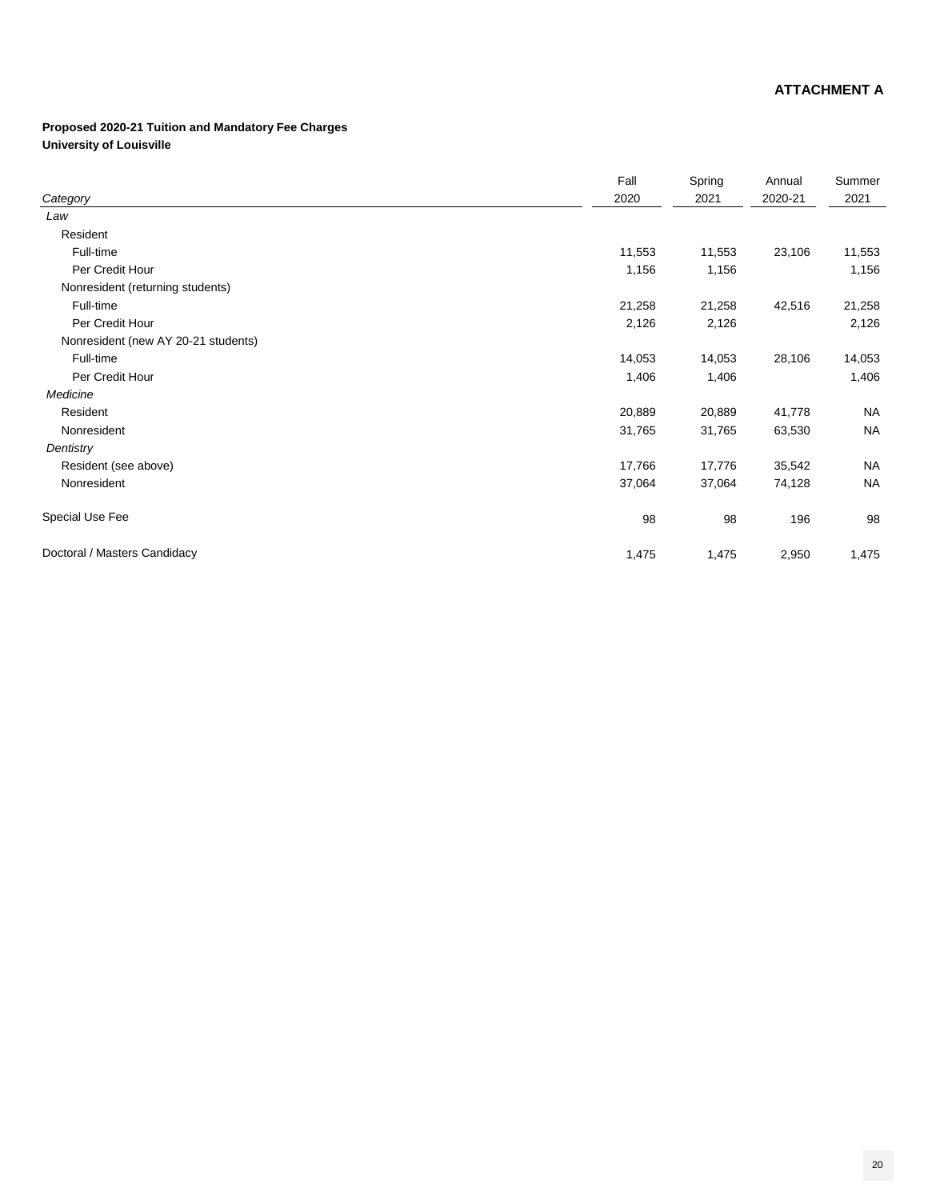**ATTACHMENT A**

**Proposed 2020-21 Tuition and Mandatory Fee Charges**
**University of Louisville**

| *Category* | Fall 2020 | Spring 2021 | Annual 2020-21 | Summer 2021 |
|---|---|---|---|---|
| *Law* | | | | |
| Resident | | | | |
| Full-time | 11,553 | 11,553 | 23,106 | 11,553 |
| Per Credit Hour | 1,156 | 1,156 | | 1,156 |
| Nonresident (returning students) | | | | |
| Full-time | 21,258 | 21,258 | 42,516 | 21,258 |
| Per Credit Hour | 2,126 | 2,126 | | 2,126 |
| Nonresident (new AY 20-21 students) | | | | |
| Full-time | 14,053 | 14,053 | 28,106 | 14,053 |
| Per Credit Hour | 1,406 | 1,406 | | 1,406 |
| *Medicine* | | | | |
| Resident | 20,889 | 20,889 | 41,778 | NA |
| Nonresident | 31,765 | 31,765 | 63,530 | NA |
| *Dentistry* | | | | |
| Resident (see above) | 17,766 | 17,776 | 35,542 | NA |
| Nonresident | 37,064 | 37,064 | 74,128 | NA |
| Special Use Fee | 98 | 98 | 196 | 98 |
| Doctoral / Masters Candidacy | 1,475 | 1,475 | 2,950 | 1,475 |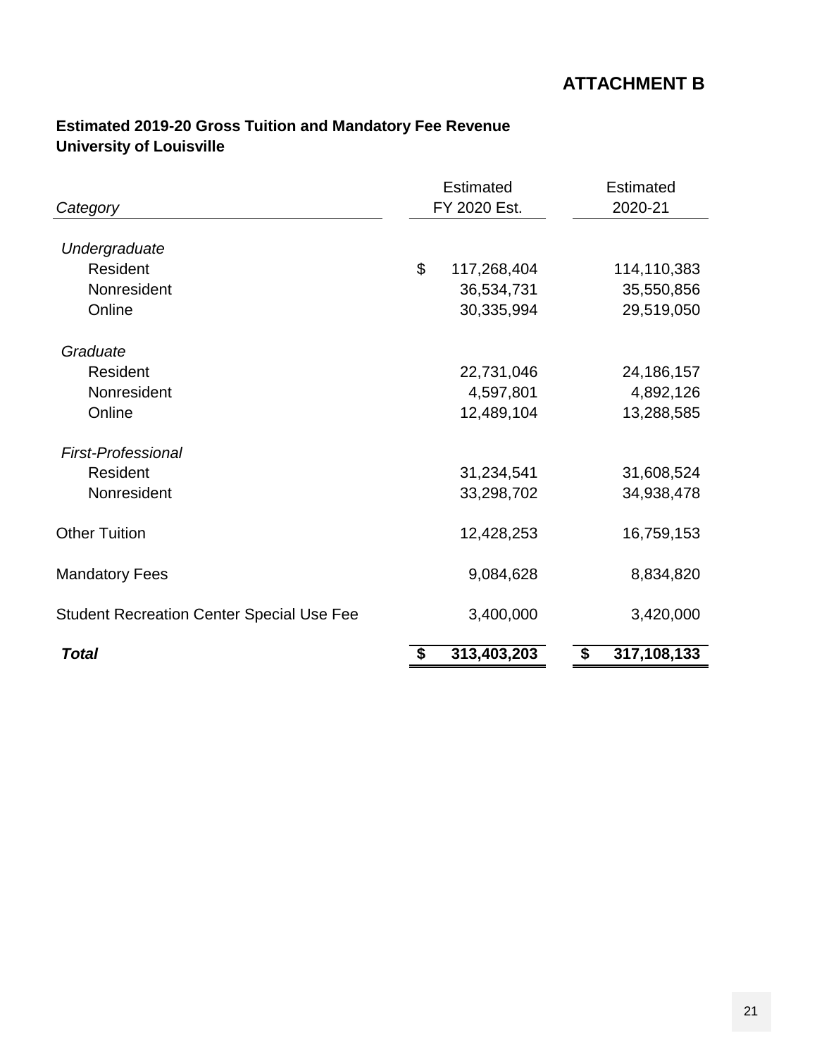# ATTACHMENT B

**Estimated 2019-20 Gross Tuition and Mandatory Fee Revenue**
**University of Louisville**

| *Category* | Estimated FY 2020 Est. | Estimated 2020-21 |
|---|---|---|
| *Undergraduate* | | |
| Resident | $ 117,268,404 | 114,110,383 |
| Nonresident | 36,534,731 | 35,550,856 |
| Online | 30,335,994 | 29,519,050 |
| *Graduate* | | |
| Resident | 22,731,046 | 24,186,157 |
| Nonresident | 4,597,801 | 4,892,126 |
| Online | 12,489,104 | 13,288,585 |
| *First-Professional* | | |
| Resident | 31,234,541 | 31,608,524 |
| Nonresident | 33,298,702 | 34,938,478 |
| Other Tuition | 12,428,253 | 16,759,153 |
| Mandatory Fees | 9,084,628 | 8,834,820 |
| Student Recreation Center Special Use Fee | 3,400,000 | 3,420,000 |
| ***Total*** | **$ 313,403,203** | **$ 317,108,133** |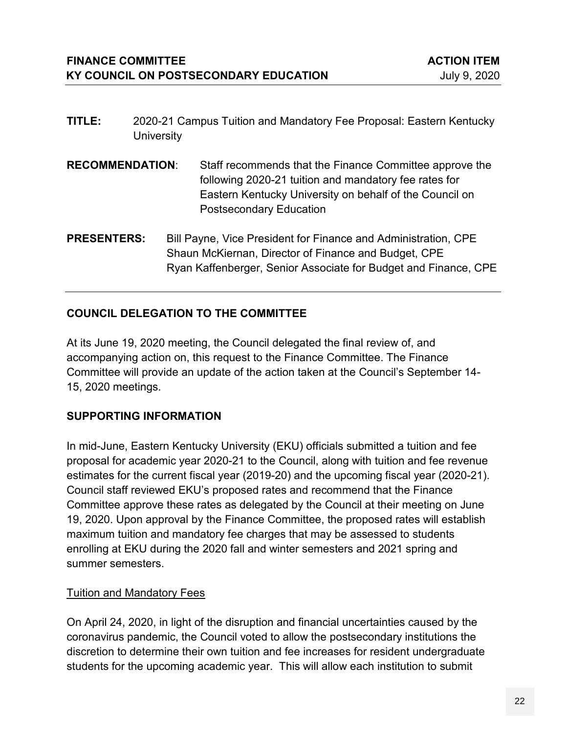**FINANCE COMMITTEE** **ACTION ITEM**
**KY COUNCIL ON POSTSECONDARY EDUCATION** July 9, 2020

---

**TITLE:** 2020-21 Campus Tuition and Mandatory Fee Proposal: Eastern Kentucky University

**RECOMMENDATION**: Staff recommends that the Finance Committee approve the following 2020-21 tuition and mandatory fee rates for Eastern Kentucky University on behalf of the Council on Postsecondary Education

**PRESENTERS:** Bill Payne, Vice President for Finance and Administration, CPE
Shaun McKiernan, Director of Finance and Budget, CPE
Ryan Kaffenberger, Senior Associate for Budget and Finance, CPE

---

## COUNCIL DELEGATION TO THE COMMITTEE

At its June 19, 2020 meeting, the Council delegated the final review of, and accompanying action on, this request to the Finance Committee. The Finance Committee will provide an update of the action taken at the Council's September 14-15, 2020 meetings.

## SUPPORTING INFORMATION

In mid-June, Eastern Kentucky University (EKU) officials submitted a tuition and fee proposal for academic year 2020-21 to the Council, along with tuition and fee revenue estimates for the current fiscal year (2019-20) and the upcoming fiscal year (2020-21). Council staff reviewed EKU's proposed rates and recommend that the Finance Committee approve these rates as delegated by the Council at their meeting on June 19, 2020. Upon approval by the Finance Committee, the proposed rates will establish maximum tuition and mandatory fee charges that may be assessed to students enrolling at EKU during the 2020 fall and winter semesters and 2021 spring and summer semesters.

### Tuition and Mandatory Fees

On April 24, 2020, in light of the disruption and financial uncertainties caused by the coronavirus pandemic, the Council voted to allow the postsecondary institutions the discretion to determine their own tuition and fee increases for resident undergraduate students for the upcoming academic year. This will allow each institution to submit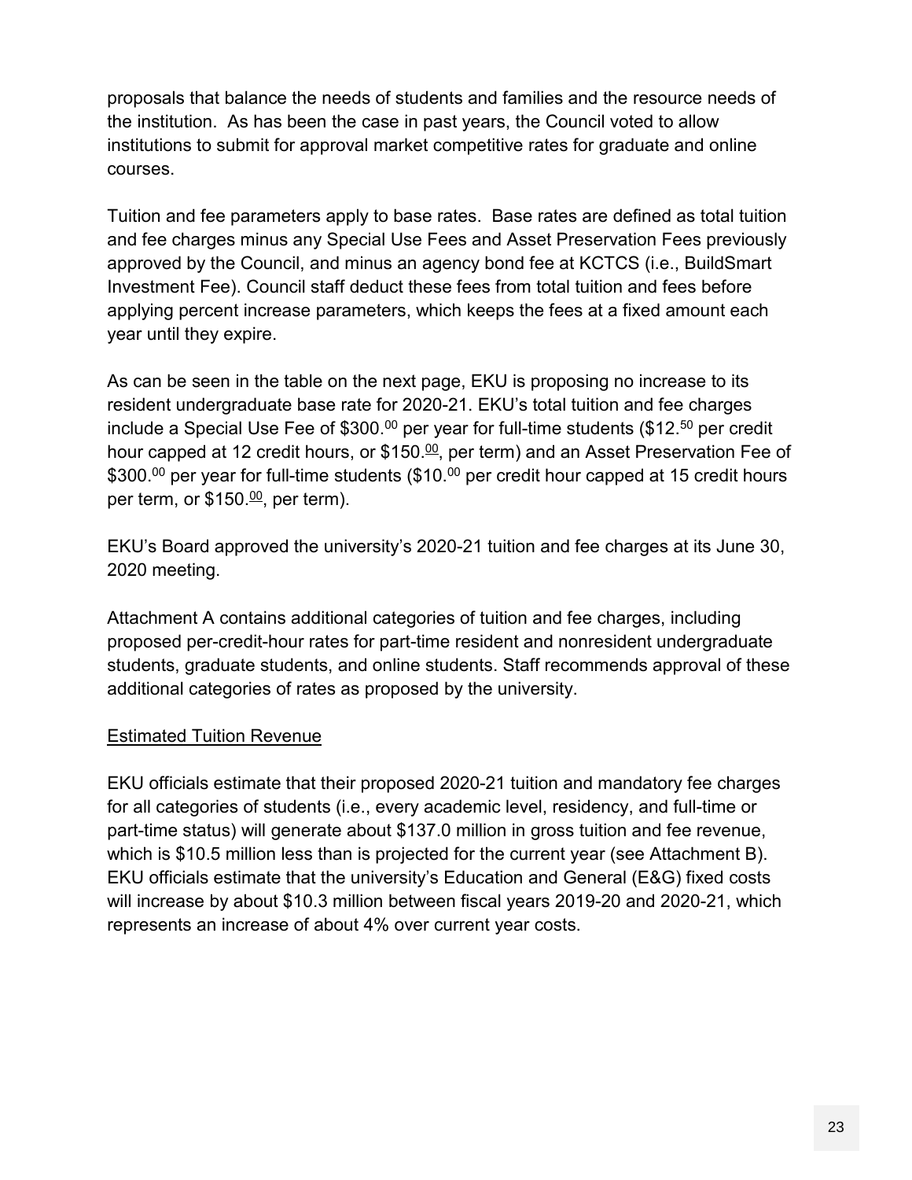proposals that balance the needs of students and families and the resource needs of the institution. As has been the case in past years, the Council voted to allow institutions to submit for approval market competitive rates for graduate and online courses.

Tuition and fee parameters apply to base rates. Base rates are defined as total tuition and fee charges minus any Special Use Fees and Asset Preservation Fees previously approved by the Council, and minus an agency bond fee at KCTCS (i.e., BuildSmart Investment Fee). Council staff deduct these fees from total tuition and fees before applying percent increase parameters, which keeps the fees at a fixed amount each year until they expire.

As can be seen in the table on the next page, EKU is proposing no increase to its resident undergraduate base rate for 2020-21. EKU's total tuition and fee charges include a Special Use Fee of \$300.00 per year for full-time students (\$12.50 per credit hour capped at 12 credit hours, or \$150.00, per term) and an Asset Preservation Fee of \$300.00 per year for full-time students (\$10.00 per credit hour capped at 15 credit hours per term, or \$150.00, per term).

EKU's Board approved the university's 2020-21 tuition and fee charges at its June 30, 2020 meeting.

Attachment A contains additional categories of tuition and fee charges, including proposed per-credit-hour rates for part-time resident and nonresident undergraduate students, graduate students, and online students. Staff recommends approval of these additional categories of rates as proposed by the university.

<u>Estimated Tuition Revenue</u>

EKU officials estimate that their proposed 2020-21 tuition and mandatory fee charges for all categories of students (i.e., every academic level, residency, and full-time or part-time status) will generate about \$137.0 million in gross tuition and fee revenue, which is \$10.5 million less than is projected for the current year (see Attachment B). EKU officials estimate that the university's Education and General (E&G) fixed costs will increase by about \$10.3 million between fiscal years 2019-20 and 2020-21, which represents an increase of about 4% over current year costs.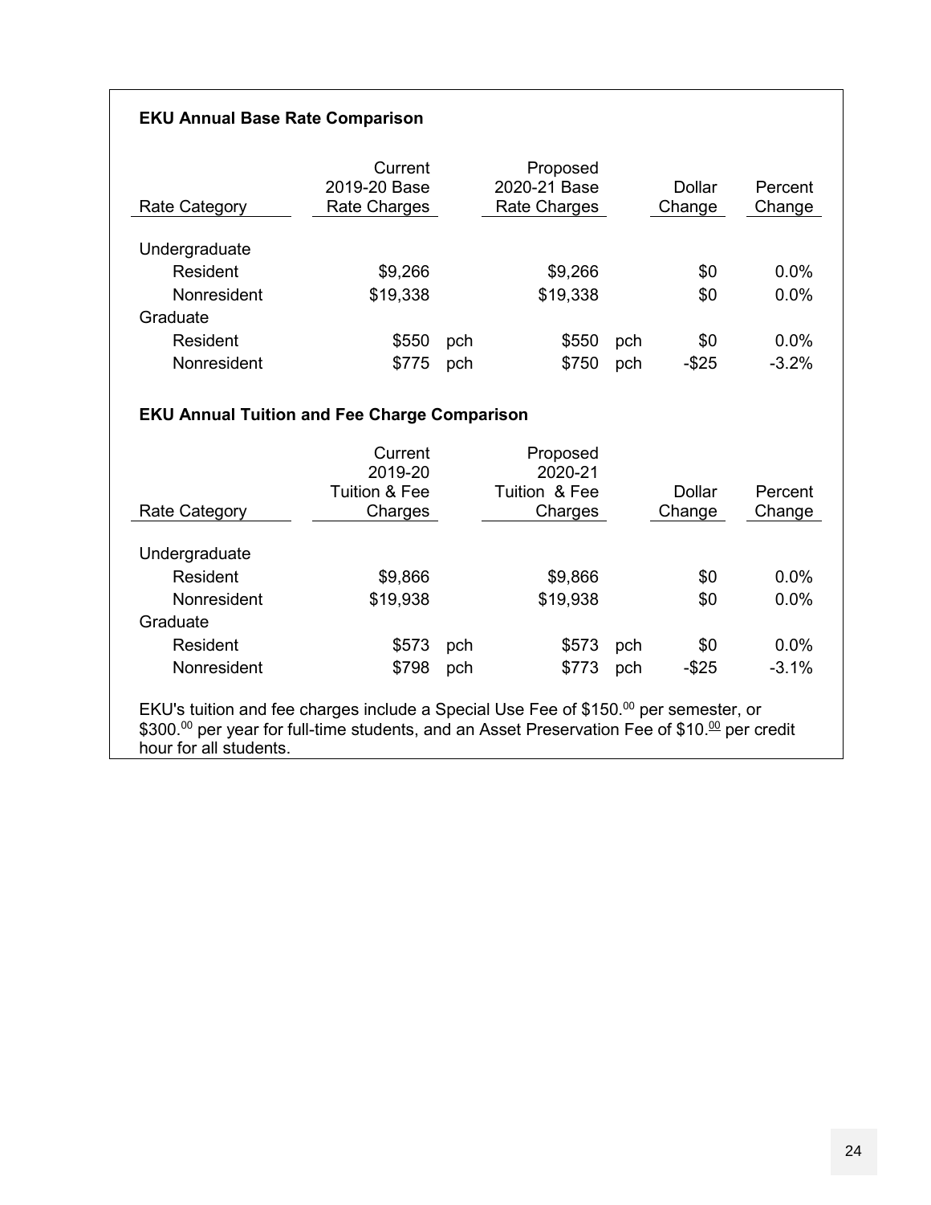**EKU Annual Base Rate Comparison**

| Rate Category | Current 2019-20 Base Rate Charges | | Proposed 2020-21 Base Rate Charges | | Dollar Change | Percent Change |
|---|---|---|---|---|---|---|
| Undergraduate | | | | | | |
| Resident | $9,266 | | $9,266 | | $0 | 0.0% |
| Nonresident | $19,338 | | $19,338 | | $0 | 0.0% |
| Graduate | | | | | | |
| Resident | $550 | pch | $550 | pch | $0 | 0.0% |
| Nonresident | $775 | pch | $750 | pch | -$25 | -3.2% |

**EKU Annual Tuition and Fee Charge Comparison**

| Rate Category | Current 2019-20 Tuition & Fee Charges | | Proposed 2020-21 Tuition & Fee Charges | | Dollar Change | Percent Change |
|---|---|---|---|---|---|---|
| Undergraduate | | | | | | |
| Resident | $9,866 | | $9,866 | | $0 | 0.0% |
| Nonresident | $19,938 | | $19,938 | | $0 | 0.0% |
| Graduate | | | | | | |
| Resident | $573 | pch | $573 | pch | $0 | 0.0% |
| Nonresident | $798 | pch | $773 | pch | -$25 | -3.1% |

EKU's tuition and fee charges include a Special Use Fee of $150.00 per semester, or $300.00 per year for full-time students, and an Asset Preservation Fee of $10.00 per credit hour for all students.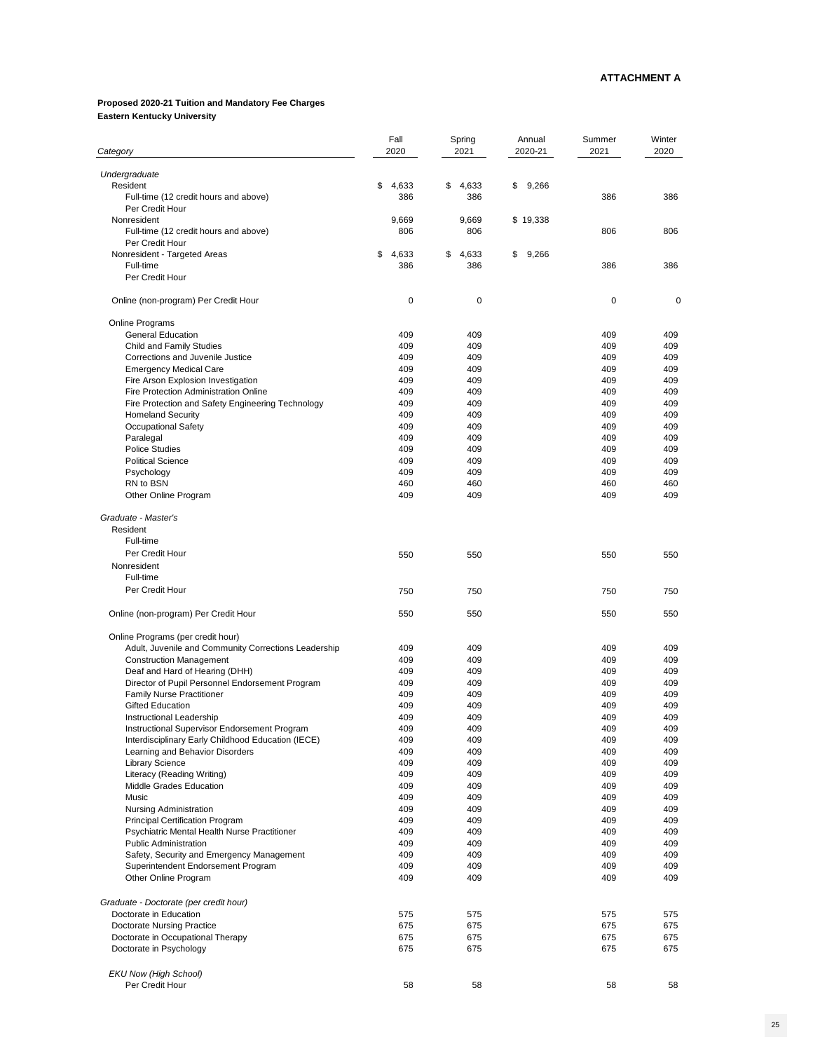**ATTACHMENT A**

**Proposed 2020-21 Tuition and Mandatory Fee Charges**
**Eastern Kentucky University**

| *Category* | Fall 2020 | Spring 2021 | Annual 2020-21 | Summer 2021 | Winter 2020 |
|---|---|---|---|---|---|
| *Undergraduate* | | | | | |
| Resident | $ 4,633 | $ 4,633 | $ 9,266 | | |
| Full-time (12 credit hours and above) | 386 | 386 | | 386 | 386 |
| Per Credit Hour | | | | | |
| Nonresident | 9,669 | 9,669 | $ 19,338 | | |
| Full-time (12 credit hours and above) | 806 | 806 | | 806 | 806 |
| Per Credit Hour | | | | | |
| Nonresident - Targeted Areas | $ 4,633 | $ 4,633 | $ 9,266 | | |
| Full-time | 386 | 386 | | 386 | 386 |
| Per Credit Hour | | | | | |
| Online (non-program) Per Credit Hour | 0 | 0 | | 0 | 0 |
| Online Programs | | | | | |
| General Education | 409 | 409 | | 409 | 409 |
| Child and Family Studies | 409 | 409 | | 409 | 409 |
| Corrections and Juvenile Justice | 409 | 409 | | 409 | 409 |
| Emergency Medical Care | 409 | 409 | | 409 | 409 |
| Fire Arson Explosion Investigation | 409 | 409 | | 409 | 409 |
| Fire Protection Administration Online | 409 | 409 | | 409 | 409 |
| Fire Protection and Safety Engineering Technology | 409 | 409 | | 409 | 409 |
| Homeland Security | 409 | 409 | | 409 | 409 |
| Occupational Safety | 409 | 409 | | 409 | 409 |
| Paralegal | 409 | 409 | | 409 | 409 |
| Police Studies | 409 | 409 | | 409 | 409 |
| Political Science | 409 | 409 | | 409 | 409 |
| Psychology | 409 | 409 | | 409 | 409 |
| RN to BSN | 460 | 460 | | 460 | 460 |
| Other Online Program | 409 | 409 | | 409 | 409 |
| *Graduate - Master's* | | | | | |
| Resident | | | | | |
| Full-time | | | | | |
| Per Credit Hour | 550 | 550 | | 550 | 550 |
| Nonresident | | | | | |
| Full-time | | | | | |
| Per Credit Hour | 750 | 750 | | 750 | 750 |
| Online (non-program) Per Credit Hour | 550 | 550 | | 550 | 550 |
| Online Programs (per credit hour) | | | | | |
| Adult, Juvenile and Community Corrections Leadership | 409 | 409 | | 409 | 409 |
| Construction Management | 409 | 409 | | 409 | 409 |
| Deaf and Hard of Hearing (DHH) | 409 | 409 | | 409 | 409 |
| Director of Pupil Personnel Endorsement Program | 409 | 409 | | 409 | 409 |
| Family Nurse Practitioner | 409 | 409 | | 409 | 409 |
| Gifted Education | 409 | 409 | | 409 | 409 |
| Instructional Leadership | 409 | 409 | | 409 | 409 |
| Instructional Supervisor Endorsement Program | 409 | 409 | | 409 | 409 |
| Interdisciplinary Early Childhood Education (IECE) | 409 | 409 | | 409 | 409 |
| Learning and Behavior Disorders | 409 | 409 | | 409 | 409 |
| Library Science | 409 | 409 | | 409 | 409 |
| Literacy (Reading Writing) | 409 | 409 | | 409 | 409 |
| Middle Grades Education | 409 | 409 | | 409 | 409 |
| Music | 409 | 409 | | 409 | 409 |
| Nursing Administration | 409 | 409 | | 409 | 409 |
| Principal Certification Program | 409 | 409 | | 409 | 409 |
| Psychiatric Mental Health Nurse Practitioner | 409 | 409 | | 409 | 409 |
| Public Administration | 409 | 409 | | 409 | 409 |
| Safety, Security and Emergency Management | 409 | 409 | | 409 | 409 |
| Superintendent Endorsement Program | 409 | 409 | | 409 | 409 |
| Other Online Program | 409 | 409 | | 409 | 409 |
| *Graduate - Doctorate (per credit hour)* | | | | | |
| Doctorate in Education | 575 | 575 | | 575 | 575 |
| Doctorate Nursing Practice | 675 | 675 | | 675 | 675 |
| Doctorate in Occupational Therapy | 675 | 675 | | 675 | 675 |
| Doctorate in Psychology | 675 | 675 | | 675 | 675 |
| *EKU Now (High School)* | | | | | |
| Per Credit Hour | 58 | 58 | | 58 | 58 |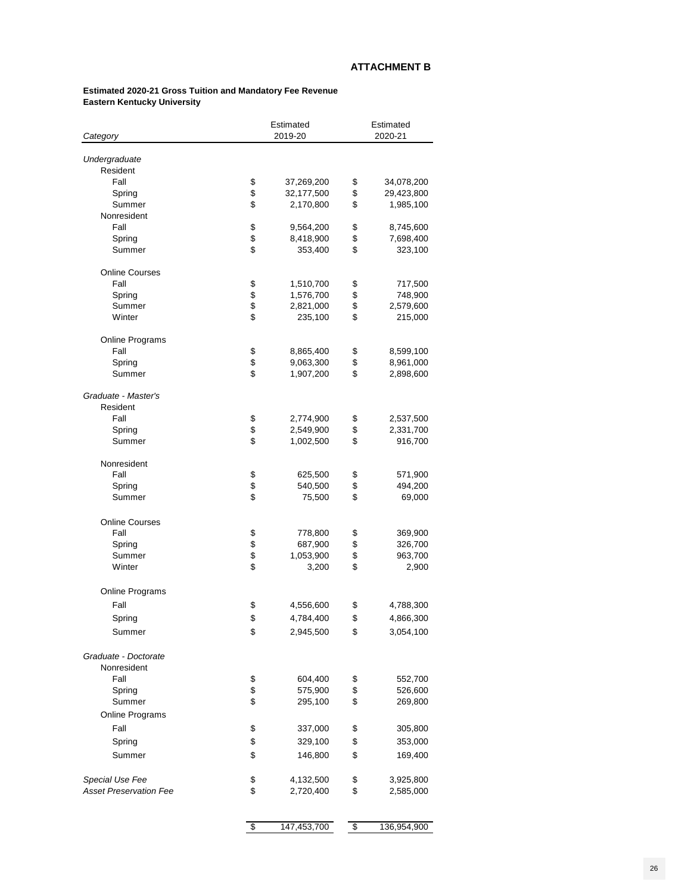**ATTACHMENT B**

**Estimated 2020-21 Gross Tuition and Mandatory Fee Revenue**
**Eastern Kentucky University**

| *Category* | Estimated 2019-20 | Estimated 2020-21 |
|---|---|---|
| *Undergraduate* | | |
| Resident | | |
| Fall | $ 37,269,200 | $ 34,078,200 |
| Spring | $ 32,177,500 | $ 29,423,800 |
| Summer | $ 2,170,800 | $ 1,985,100 |
| Nonresident | | |
| Fall | $ 9,564,200 | $ 8,745,600 |
| Spring | $ 8,418,900 | $ 7,698,400 |
| Summer | $ 353,400 | $ 323,100 |
| Online Courses | | |
| Fall | $ 1,510,700 | $ 717,500 |
| Spring | $ 1,576,700 | $ 748,900 |
| Summer | $ 2,821,000 | $ 2,579,600 |
| Winter | $ 235,100 | $ 215,000 |
| Online Programs | | |
| Fall | $ 8,865,400 | $ 8,599,100 |
| Spring | $ 9,063,300 | $ 8,961,000 |
| Summer | $ 1,907,200 | $ 2,898,600 |
| *Graduate - Master's* | | |
| Resident | | |
| Fall | $ 2,774,900 | $ 2,537,500 |
| Spring | $ 2,549,900 | $ 2,331,700 |
| Summer | $ 1,002,500 | $ 916,700 |
| Nonresident | | |
| Fall | $ 625,500 | $ 571,900 |
| Spring | $ 540,500 | $ 494,200 |
| Summer | $ 75,500 | $ 69,000 |
| Online Courses | | |
| Fall | $ 778,800 | $ 369,900 |
| Spring | $ 687,900 | $ 326,700 |
| Summer | $ 1,053,900 | $ 963,700 |
| Winter | $ 3,200 | $ 2,900 |
| Online Programs | | |
| Fall | $ 4,556,600 | $ 4,788,300 |
| Spring | $ 4,784,400 | $ 4,866,300 |
| Summer | $ 2,945,500 | $ 3,054,100 |
| *Graduate - Doctorate* | | |
| Nonresident | | |
| Fall | $ 604,400 | $ 552,700 |
| Spring | $ 575,900 | $ 526,600 |
| Summer | $ 295,100 | $ 269,800 |
| Online Programs | | |
| Fall | $ 337,000 | $ 305,800 |
| Spring | $ 329,100 | $ 353,000 |
| Summer | $ 146,800 | $ 169,400 |
| *Special Use Fee* | $ 4,132,500 | $ 3,925,800 |
| *Asset Preservation Fee* | $ 2,720,400 | $ 2,585,000 |
| | $ 147,453,700 | $ 136,954,900 |